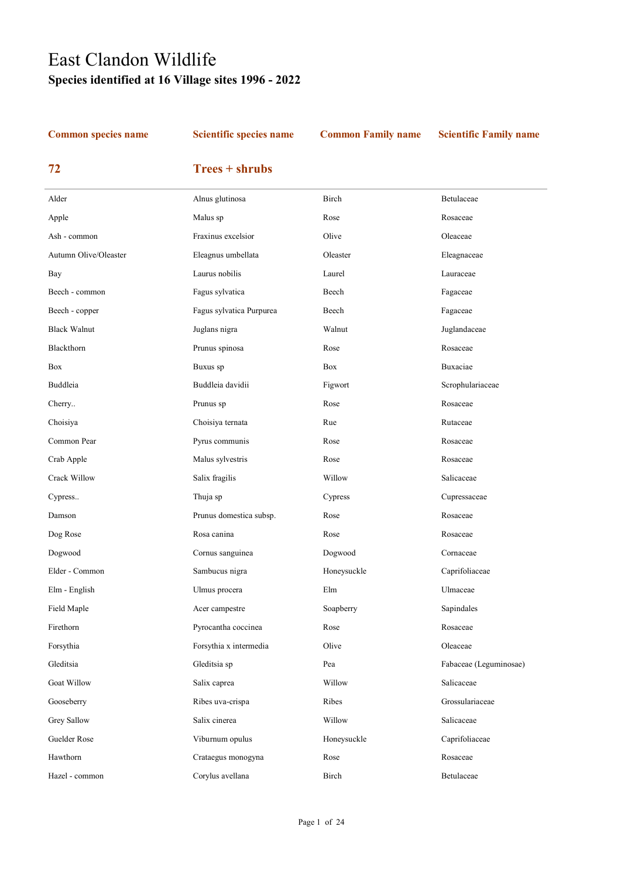# East Clandon Wildlife

## Species identified at 16 Village sites 1996 - 2022

| Common species name | Scientific species name | Common Family name | Scientific Family name |
|---|---|---|---|
| **72** | **Trees + shrubs** | | |
| Alder | Alnus glutinosa | Birch | Betulaceae |
| Apple | Malus sp | Rose | Rosaceae |
| Ash - common | Fraxinus excelsior | Olive | Oleaceae |
| Autumn Olive/Oleaster | Eleagnus umbellata | Oleaster | Eleagnaceae |
| Bay | Laurus nobilis | Laurel | Lauraceae |
| Beech - common | Fagus sylvatica | Beech | Fagaceae |
| Beech - copper | Fagus sylvatica Purpurea | Beech | Fagaceae |
| Black Walnut | Juglans nigra | Walnut | Juglandaceae |
| Blackthorn | Prunus spinosa | Rose | Rosaceae |
| Box | Buxus sp | Box | Buxaciae |
| Buddleia | Buddleia davidii | Figwort | Scrophulariaceae |
| Cherry.. | Prunus sp | Rose | Rosaceae |
| Choisiya | Choisiya ternata | Rue | Rutaceae |
| Common Pear | Pyrus communis | Rose | Rosaceae |
| Crab Apple | Malus sylvestris | Rose | Rosaceae |
| Crack Willow | Salix fragilis | Willow | Salicaceae |
| Cypress.. | Thuja sp | Cypress | Cupressaceae |
| Damson | Prunus domestica subsp. | Rose | Rosaceae |
| Dog Rose | Rosa canina | Rose | Rosaceae |
| Dogwood | Cornus sanguinea | Dogwood | Cornaceae |
| Elder - Common | Sambucus nigra | Honeysuckle | Caprifoliaceae |
| Elm - English | Ulmus procera | Elm | Ulmaceae |
| Field Maple | Acer campestre | Soapberry | Sapindales |
| Firethorn | Pyrocantha coccinea | Rose | Rosaceae |
| Forsythia | Forsythia x intermedia | Olive | Oleaceae |
| Gleditsia | Gleditsia sp | Pea | Fabaceae (Leguminosae) |
| Goat Willow | Salix caprea | Willow | Salicaceae |
| Gooseberry | Ribes uva-crispa | Ribes | Grossulariaceae |
| Grey Sallow | Salix cinerea | Willow | Salicaceae |
| Guelder Rose | Viburnum opulus | Honeysuckle | Caprifoliaceae |
| Hawthorn | Crataegus monogyna | Rose | Rosaceae |
| Hazel - common | Corylus avellana | Birch | Betulaceae |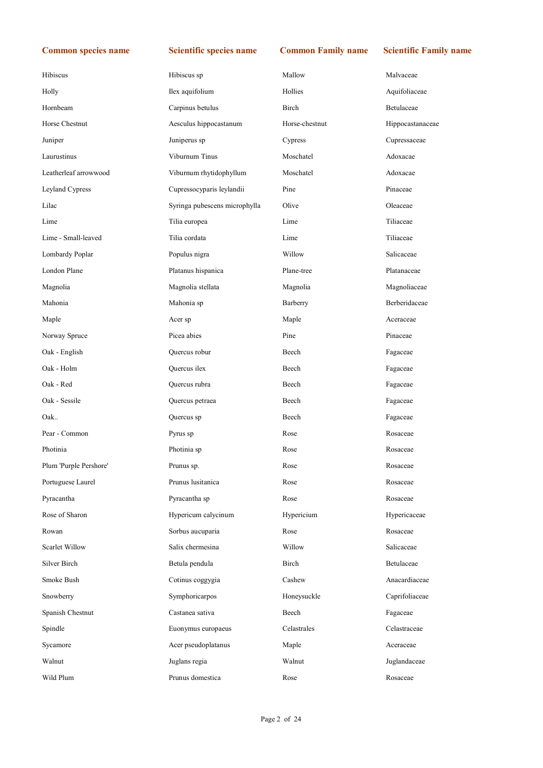| Common species name | Scientific species name | Common Family name | Scientific Family name |
| --- | --- | --- | --- |
| Hibiscus | Hibiscus sp | Mallow | Malvaceae |
| Holly | Ilex aquifolium | Hollies | Aquifoliaceae |
| Hornbeam | Carpinus betulus | Birch | Betulaceae |
| Horse Chestnut | Aesculus hippocastanum | Horse-chestnut | Hippocastanaceae |
| Juniper | Juniperus sp | Cypress | Cupressaceae |
| Laurustinus | Viburnum Tinus | Moschatel | Adoxacae |
| Leatherleaf arrowwood | Viburnum rhytidophyllum | Moschatel | Adoxacae |
| Leyland Cypress | Cupressocyparis leylandii | Pine | Pinaceae |
| Lilac | Syringa pubescens microphylla | Olive | Oleaceae |
| Lime | Tilia europea | Lime | Tiliaceae |
| Lime - Small-leaved | Tilia cordata | Lime | Tiliaceae |
| Lombardy Poplar | Populus nigra | Willow | Salicaceae |
| London Plane | Platanus hispanica | Plane-tree | Platanaceae |
| Magnolia | Magnolia stellata | Magnolia | Magnoliaceae |
| Mahonia | Mahonia sp | Barberry | Berberidaceae |
| Maple | Acer sp | Maple | Aceraceae |
| Norway Spruce | Picea abies | Pine | Pinaceae |
| Oak - English | Quercus robur | Beech | Fagaceae |
| Oak - Holm | Quercus ilex | Beech | Fagaceae |
| Oak - Red | Quercus rubra | Beech | Fagaceae |
| Oak - Sessile | Quercus petraea | Beech | Fagaceae |
| Oak.. | Quercus sp | Beech | Fagaceae |
| Pear - Common | Pyrus sp | Rose | Rosaceae |
| Photinia | Photinia sp | Rose | Rosaceae |
| Plum 'Purple Pershore' | Prunus sp. | Rose | Rosaceae |
| Portuguese Laurel | Prunus lusitanica | Rose | Rosaceae |
| Pyracantha | Pyracantha sp | Rose | Rosaceae |
| Rose of Sharon | Hypericum calycinum | Hypericium | Hypericaceae |
| Rowan | Sorbus aucuparia | Rose | Rosaceae |
| Scarlet Willow | Salix chermesina | Willow | Salicaceae |
| Silver Birch | Betula pendula | Birch | Betulaceae |
| Smoke Bush | Cotinus coggygia | Cashew | Anacardiaceae |
| Snowberry | Symphoricarpos | Honeysuckle | Caprifoliaceae |
| Spanish Chestnut | Castanea sativa | Beech | Fagaceae |
| Spindle | Euonymus europaeus | Celastrales | Celastraceae |
| Sycamore | Acer pseudoplatanus | Maple | Aceraceae |
| Walnut | Juglans regia | Walnut | Juglandaceae |
| Wild Plum | Prunus domestica | Rose | Rosaceae |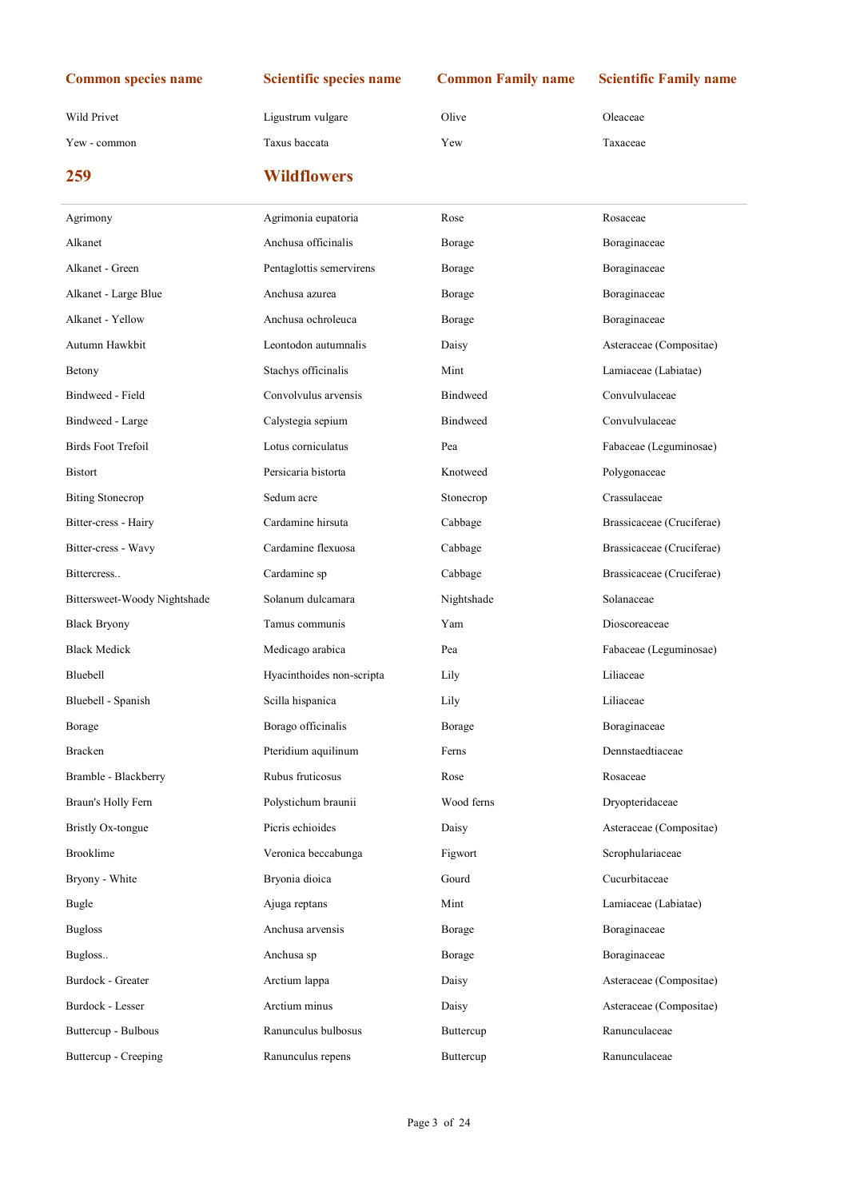| Common species name | Scientific species name | Common Family name | Scientific Family name |
|---|---|---|---|
| Wild Privet | Ligustrum vulgare | Olive | Oleaceae |
| Yew - common | Taxus baccata | Yew | Taxaceae |

## 259 Wildflowers

| Common species name | Scientific species name | Common Family name | Scientific Family name |
|---|---|---|---|
| Agrimony | Agrimonia eupatoria | Rose | Rosaceae |
| Alkanet | Anchusa officinalis | Borage | Boraginaceae |
| Alkanet - Green | Pentaglottis semervirens | Borage | Boraginaceae |
| Alkanet - Large Blue | Anchusa azurea | Borage | Boraginaceae |
| Alkanet - Yellow | Anchusa ochroleuca | Borage | Boraginaceae |
| Autumn Hawkbit | Leontodon autumnalis | Daisy | Asteraceae (Compositae) |
| Betony | Stachys officinalis | Mint | Lamiaceae (Labiatae) |
| Bindweed - Field | Convolvulus arvensis | Bindweed | Convulvulaceae |
| Bindweed - Large | Calystegia sepium | Bindweed | Convulvulaceae |
| Birds Foot Trefoil | Lotus corniculatus | Pea | Fabaceae (Leguminosae) |
| Bistort | Persicaria bistorta | Knotweed | Polygonaceae |
| Biting Stonecrop | Sedum acre | Stonecrop | Crassulaceae |
| Bitter-cress - Hairy | Cardamine hirsuta | Cabbage | Brassicaceae (Cruciferae) |
| Bitter-cress - Wavy | Cardamine flexuosa | Cabbage | Brassicaceae (Cruciferae) |
| Bittercress.. | Cardamine sp | Cabbage | Brassicaceae (Cruciferae) |
| Bittersweet-Woody Nightshade | Solanum dulcamara | Nightshade | Solanaceae |
| Black Bryony | Tamus communis | Yam | Dioscoreaceae |
| Black Medick | Medicago arabica | Pea | Fabaceae (Leguminosae) |
| Bluebell | Hyacinthoides non-scripta | Lily | Liliaceae |
| Bluebell - Spanish | Scilla hispanica | Lily | Liliaceae |
| Borage | Borago officinalis | Borage | Boraginaceae |
| Bracken | Pteridium aquilinum | Ferns | Dennstaedtiaceae |
| Bramble - Blackberry | Rubus fruticosus | Rose | Rosaceae |
| Braun's Holly Fern | Polystichum braunii | Wood ferns | Dryopteridaceae |
| Bristly Ox-tongue | Picris echioides | Daisy | Asteraceae (Compositae) |
| Brooklime | Veronica beccabunga | Figwort | Scrophulariaceae |
| Bryony - White | Bryonia dioica | Gourd | Cucurbitaceae |
| Bugle | Ajuga reptans | Mint | Lamiaceae (Labiatae) |
| Bugloss | Anchusa arvensis | Borage | Boraginaceae |
| Bugloss.. | Anchusa sp | Borage | Boraginaceae |
| Burdock - Greater | Arctium lappa | Daisy | Asteraceae (Compositae) |
| Burdock - Lesser | Arctium minus | Daisy | Asteraceae (Compositae) |
| Buttercup - Bulbous | Ranunculus bulbosus | Buttercup | Ranunculaceae |
| Buttercup - Creeping | Ranunculus repens | Buttercup | Ranunculaceae |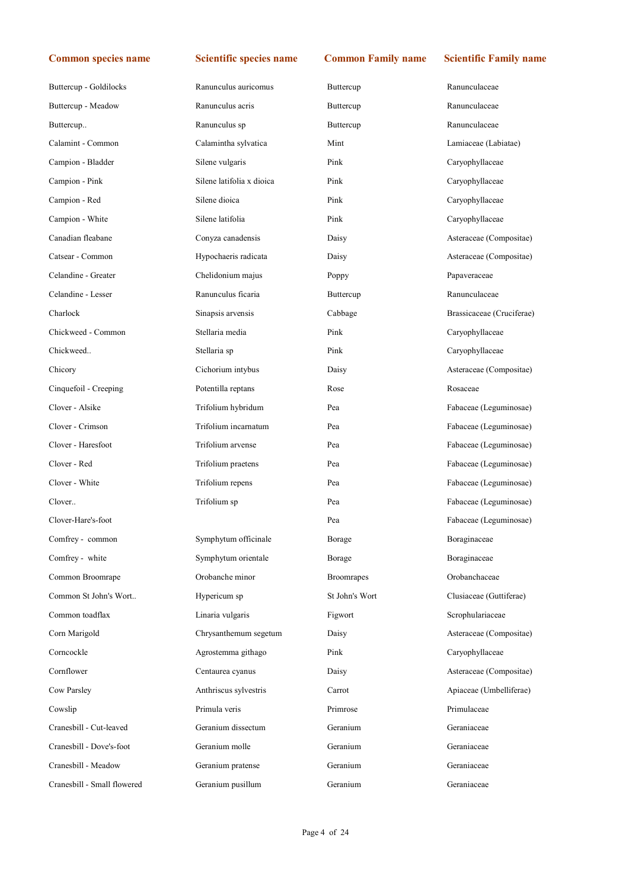| Common species name | Scientific species name | Common Family name | Scientific Family name |
|---|---|---|---|
| Buttercup - Goldilocks | Ranunculus auricomus | Buttercup | Ranunculaceae |
| Buttercup - Meadow | Ranunculus acris | Buttercup | Ranunculaceae |
| Buttercup.. | Ranunculus sp | Buttercup | Ranunculaceae |
| Calamint - Common | Calamintha sylvatica | Mint | Lamiaceae (Labiatae) |
| Campion - Bladder | Silene vulgaris | Pink | Caryophyllaceae |
| Campion - Pink | Silene latifolia x dioica | Pink | Caryophyllaceae |
| Campion - Red | Silene dioica | Pink | Caryophyllaceae |
| Campion - White | Silene latifolia | Pink | Caryophyllaceae |
| Canadian fleabane | Conyza canadensis | Daisy | Asteraceae (Compositae) |
| Catsear - Common | Hypochaeris radicata | Daisy | Asteraceae (Compositae) |
| Celandine - Greater | Chelidonium majus | Poppy | Papaveraceae |
| Celandine - Lesser | Ranunculus ficaria | Buttercup | Ranunculaceae |
| Charlock | Sinapsis arvensis | Cabbage | Brassicaceae (Cruciferae) |
| Chickweed - Common | Stellaria media | Pink | Caryophyllaceae |
| Chickweed.. | Stellaria sp | Pink | Caryophyllaceae |
| Chicory | Cichorium intybus | Daisy | Asteraceae (Compositae) |
| Cinquefoil - Creeping | Potentilla reptans | Rose | Rosaceae |
| Clover - Alsike | Trifolium hybridum | Pea | Fabaceae (Leguminosae) |
| Clover - Crimson | Trifolium incarnatum | Pea | Fabaceae (Leguminosae) |
| Clover - Haresfoot | Trifolium arvense | Pea | Fabaceae (Leguminosae) |
| Clover - Red | Trifolium praetens | Pea | Fabaceae (Leguminosae) |
| Clover - White | Trifolium repens | Pea | Fabaceae (Leguminosae) |
| Clover.. | Trifolium sp | Pea | Fabaceae (Leguminosae) |
| Clover-Hare's-foot | | Pea | Fabaceae (Leguminosae) |
| Comfrey - common | Symphytum officinale | Borage | Boraginaceae |
| Comfrey - white | Symphytum orientale | Borage | Boraginaceae |
| Common Broomrape | Orobanche minor | Broomrapes | Orobanchaceae |
| Common St John's Wort.. | Hypericum sp | St John's Wort | Clusiaceae (Guttiferae) |
| Common toadflax | Linaria vulgaris | Figwort | Scrophulariaceae |
| Corn Marigold | Chrysanthemum segetum | Daisy | Asteraceae (Compositae) |
| Corncockle | Agrostemma githago | Pink | Caryophyllaceae |
| Cornflower | Centaurea cyanus | Daisy | Asteraceae (Compositae) |
| Cow Parsley | Anthriscus sylvestris | Carrot | Apiaceae (Umbelliferae) |
| Cowslip | Primula veris | Primrose | Primulaceae |
| Cranesbill - Cut-leaved | Geranium dissectum | Geranium | Geraniaceae |
| Cranesbill - Dove's-foot | Geranium molle | Geranium | Geraniaceae |
| Cranesbill - Meadow | Geranium pratense | Geranium | Geraniaceae |
| Cranesbill - Small flowered | Geranium pusillum | Geranium | Geraniaceae |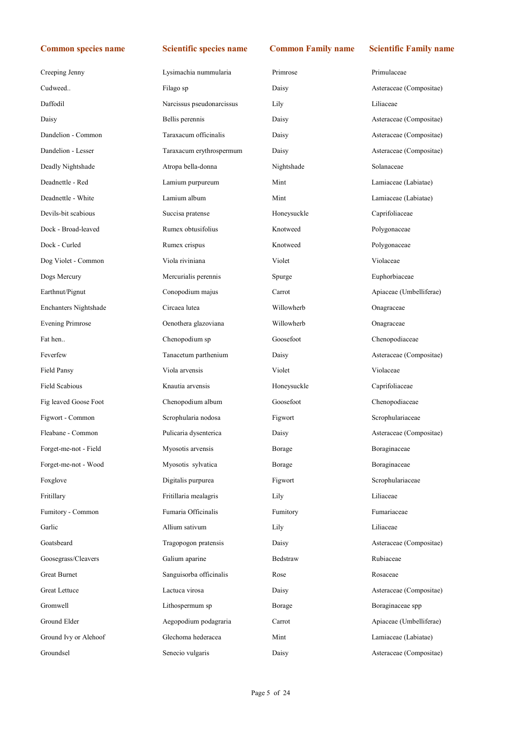| Common species name | Scientific species name | Common Family name | Scientific Family name |
|---|---|---|---|
| Creeping Jenny | Lysimachia nummularia | Primrose | Primulaceae |
| Cudweed.. | Filago sp | Daisy | Asteraceae (Compositae) |
| Daffodil | Narcissus pseudonarcissus | Lily | Liliaceae |
| Daisy | Bellis perennis | Daisy | Asteraceae (Compositae) |
| Dandelion - Common | Taraxacum officinalis | Daisy | Asteraceae (Compositae) |
| Dandelion - Lesser | Taraxacum erythrospermum | Daisy | Asteraceae (Compositae) |
| Deadly Nightshade | Atropa bella-donna | Nightshade | Solanaceae |
| Deadnettle - Red | Lamium purpureum | Mint | Lamiaceae (Labiatae) |
| Deadnettle - White | Lamium album | Mint | Lamiaceae (Labiatae) |
| Devils-bit scabious | Succisa pratense | Honeysuckle | Caprifoliaceae |
| Dock - Broad-leaved | Rumex obtusifolius | Knotweed | Polygonaceae |
| Dock - Curled | Rumex crispus | Knotweed | Polygonaceae |
| Dog Violet - Common | Viola riviniana | Violet | Violaceae |
| Dogs Mercury | Mercurialis perennis | Spurge | Euphorbiaceae |
| Earthnut/Pignut | Conopodium majus | Carrot | Apiaceae (Umbelliferae) |
| Enchanters Nightshade | Circaea lutea | Willowherb | Onagraceae |
| Evening Primrose | Oenothera glazoviana | Willowherb | Onagraceae |
| Fat hen.. | Chenopodium sp | Goosefoot | Chenopodiaceae |
| Feverfew | Tanacetum parthenium | Daisy | Asteraceae (Compositae) |
| Field Pansy | Viola arvensis | Violet | Violaceae |
| Field Scabious | Knautia arvensis | Honeysuckle | Caprifoliaceae |
| Fig leaved Goose Foot | Chenopodium album | Goosefoot | Chenopodiaceae |
| Figwort - Common | Scrophularia nodosa | Figwort | Scrophulariaceae |
| Fleabane - Common | Pulicaria dysenterica | Daisy | Asteraceae (Compositae) |
| Forget-me-not - Field | Myosotis arvensis | Borage | Boraginaceae |
| Forget-me-not - Wood | Myosotis  sylvatica | Borage | Boraginaceae |
| Foxglove | Digitalis purpurea | Figwort | Scrophulariaceae |
| Fritillary | Fritillaria mealagris | Lily | Liliaceae |
| Fumitory - Common | Fumaria Officinalis | Fumitory | Fumariaceae |
| Garlic | Allium sativum | Lily | Liliaceae |
| Goatsbeard | Tragopogon pratensis | Daisy | Asteraceae (Compositae) |
| Goosegrass/Cleavers | Galium aparine | Bedstraw | Rubiaceae |
| Great Burnet | Sanguisorba officinalis | Rose | Rosaceae |
| Great Lettuce | Lactuca virosa | Daisy | Asteraceae (Compositae) |
| Gromwell | Lithospermum sp | Borage | Boraginaceae spp |
| Ground Elder | Aegopodium podagraria | Carrot | Apiaceae (Umbelliferae) |
| Ground Ivy or Alehoof | Glechoma hederacea | Mint | Lamiaceae (Labiatae) |
| Groundsel | Senecio vulgaris | Daisy | Asteraceae (Compositae) |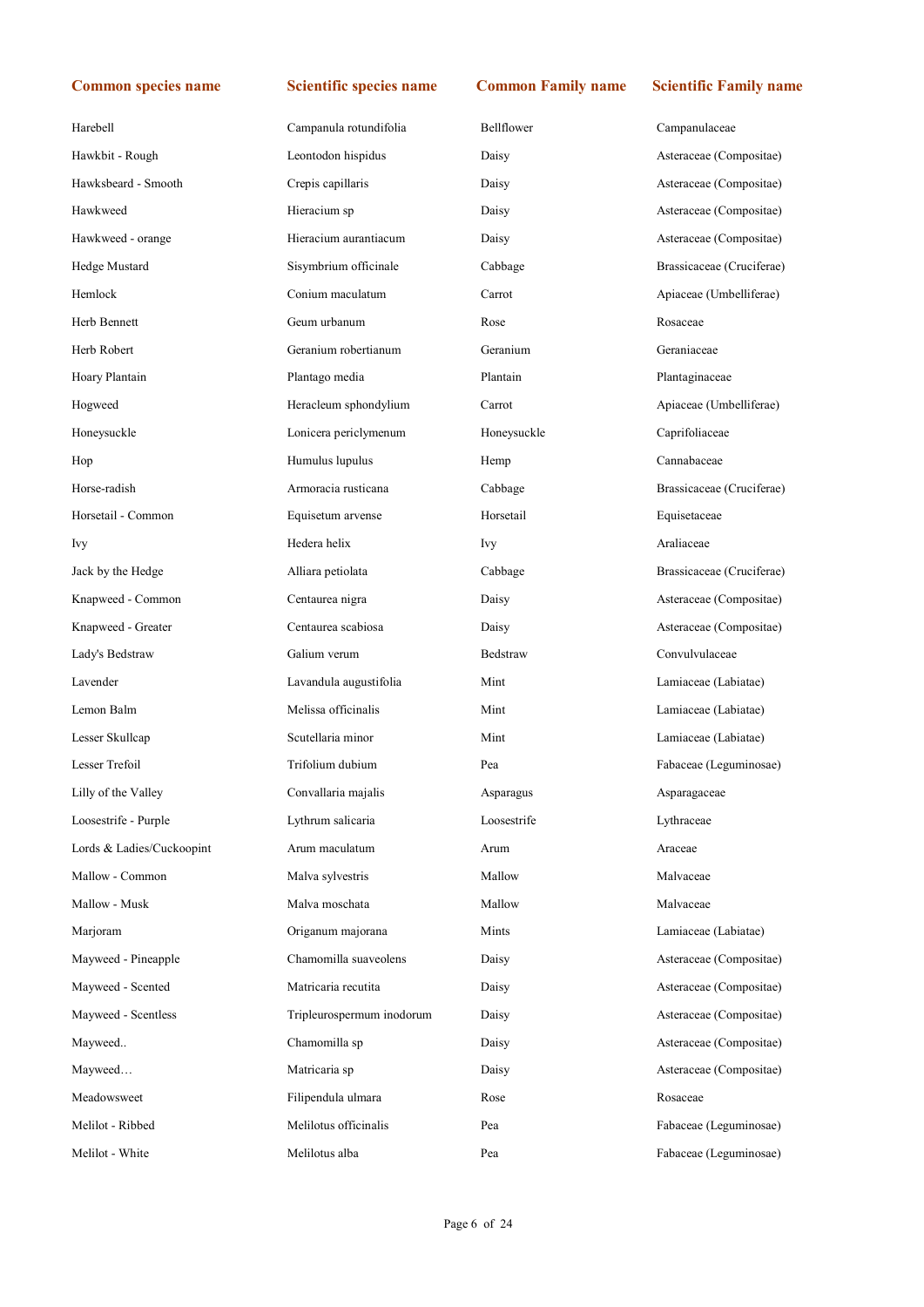| Common species name | Scientific species name | Common Family name | Scientific Family name |
|---|---|---|---|
| Harebell | Campanula rotundifolia | Bellflower | Campanulaceae |
| Hawkbit - Rough | Leontodon hispidus | Daisy | Asteraceae (Compositae) |
| Hawksbeard - Smooth | Crepis capillaris | Daisy | Asteraceae (Compositae) |
| Hawkweed | Hieracium sp | Daisy | Asteraceae (Compositae) |
| Hawkweed - orange | Hieracium aurantiacum | Daisy | Asteraceae (Compositae) |
| Hedge Mustard | Sisymbrium officinale | Cabbage | Brassicaceae (Cruciferae) |
| Hemlock | Conium maculatum | Carrot | Apiaceae (Umbelliferae) |
| Herb Bennett | Geum urbanum | Rose | Rosaceae |
| Herb Robert | Geranium robertianum | Geranium | Geraniaceae |
| Hoary Plantain | Plantago media | Plantain | Plantaginaceae |
| Hogweed | Heracleum sphondylium | Carrot | Apiaceae (Umbelliferae) |
| Honeysuckle | Lonicera periclymenum | Honeysuckle | Caprifoliaceae |
| Hop | Humulus lupulus | Hemp | Cannabaceae |
| Horse-radish | Armoracia rusticana | Cabbage | Brassicaceae (Cruciferae) |
| Horsetail - Common | Equisetum arvense | Horsetail | Equisetaceae |
| Ivy | Hedera helix | Ivy | Araliaceae |
| Jack by the Hedge | Alliara petiolata | Cabbage | Brassicaceae (Cruciferae) |
| Knapweed - Common | Centaurea nigra | Daisy | Asteraceae (Compositae) |
| Knapweed - Greater | Centaurea scabiosa | Daisy | Asteraceae (Compositae) |
| Lady's Bedstraw | Galium verum | Bedstraw | Convulvulaceae |
| Lavender | Lavandula augustifolia | Mint | Lamiaceae (Labiatae) |
| Lemon Balm | Melissa officinalis | Mint | Lamiaceae (Labiatae) |
| Lesser Skullcap | Scutellaria minor | Mint | Lamiaceae (Labiatae) |
| Lesser Trefoil | Trifolium dubium | Pea | Fabaceae (Leguminosae) |
| Lilly of the Valley | Convallaria majalis | Asparagus | Asparagaceae |
| Loosestrife - Purple | Lythrum salicaria | Loosestrife | Lythraceae |
| Lords & Ladies/Cuckoopint | Arum maculatum | Arum | Araceae |
| Mallow - Common | Malva sylvestris | Mallow | Malvaceae |
| Mallow - Musk | Malva moschata | Mallow | Malvaceae |
| Marjoram | Origanum majorana | Mints | Lamiaceae (Labiatae) |
| Mayweed - Pineapple | Chamomilla suaveolens | Daisy | Asteraceae (Compositae) |
| Mayweed - Scented | Matricaria recutita | Daisy | Asteraceae (Compositae) |
| Mayweed - Scentless | Tripleurospermum inodorum | Daisy | Asteraceae (Compositae) |
| Mayweed.. | Chamomilla sp | Daisy | Asteraceae (Compositae) |
| Mayweed… | Matricaria sp | Daisy | Asteraceae (Compositae) |
| Meadowsweet | Filipendula ulmara | Rose | Rosaceae |
| Melilot - Ribbed | Melilotus officinalis | Pea | Fabaceae (Leguminosae) |
| Melilot - White | Melilotus alba | Pea | Fabaceae (Leguminosae) |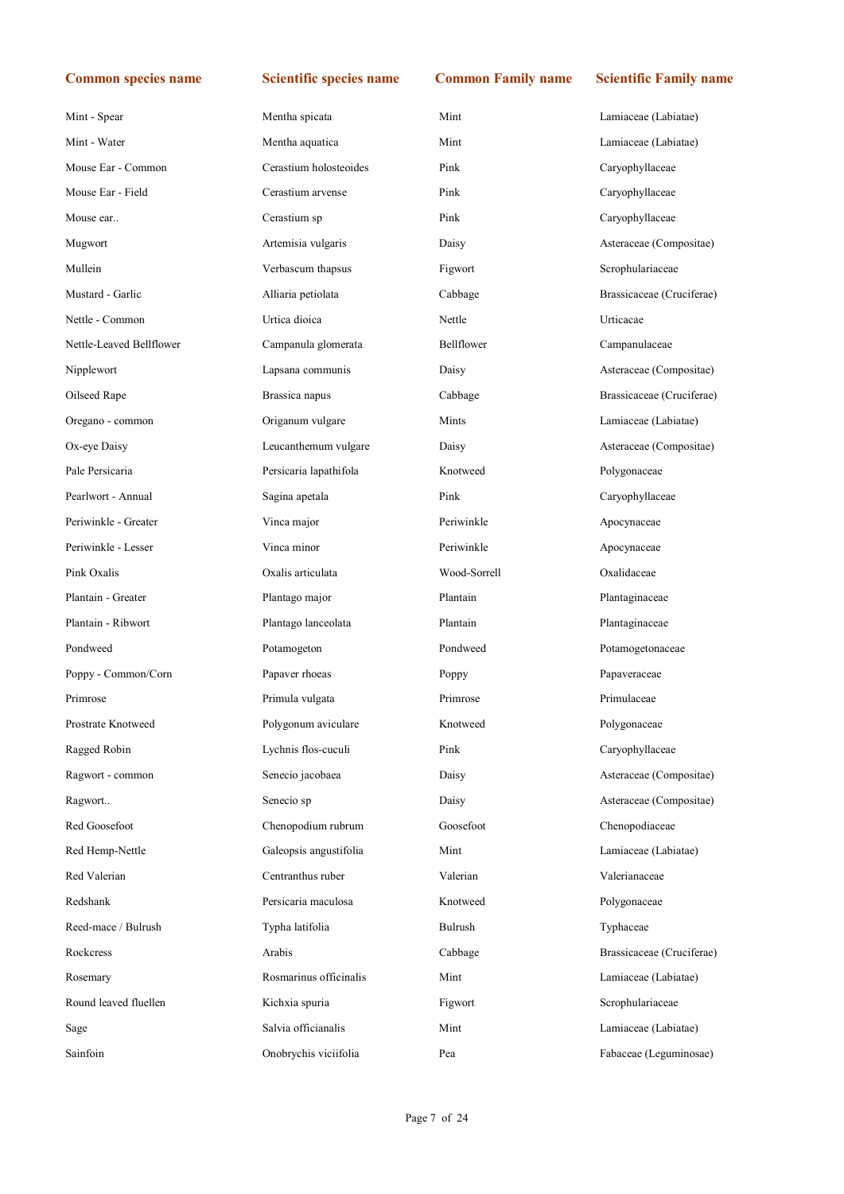| Common species name | Scientific species name | Common Family name | Scientific Family name |
|---|---|---|---|
| Mint - Spear | Mentha spicata | Mint | Lamiaceae (Labiatae) |
| Mint - Water | Mentha aquatica | Mint | Lamiaceae (Labiatae) |
| Mouse Ear - Common | Cerastium holosteoides | Pink | Caryophyllaceae |
| Mouse Ear - Field | Cerastium arvense | Pink | Caryophyllaceae |
| Mouse ear.. | Cerastium sp | Pink | Caryophyllaceae |
| Mugwort | Artemisia vulgaris | Daisy | Asteraceae (Compositae) |
| Mullein | Verbascum thapsus | Figwort | Scrophulariaceae |
| Mustard - Garlic | Alliaria petiolata | Cabbage | Brassicaceae (Cruciferae) |
| Nettle - Common | Urtica dioica | Nettle | Urticacae |
| Nettle-Leaved Bellflower | Campanula glomerata | Bellflower | Campanulaceae |
| Nipplewort | Lapsana communis | Daisy | Asteraceae (Compositae) |
| Oilseed Rape | Brassica napus | Cabbage | Brassicaceae (Cruciferae) |
| Oregano - common | Origanum vulgare | Mints | Lamiaceae (Labiatae) |
| Ox-eye Daisy | Leucanthemum vulgare | Daisy | Asteraceae (Compositae) |
| Pale Persicaria | Persicaria lapathifola | Knotweed | Polygonaceae |
| Pearlwort - Annual | Sagina apetala | Pink | Caryophyllaceae |
| Periwinkle - Greater | Vinca major | Periwinkle | Apocynaceae |
| Periwinkle - Lesser | Vinca minor | Periwinkle | Apocynaceae |
| Pink Oxalis | Oxalis articulata | Wood-Sorrell | Oxalidaceae |
| Plantain - Greater | Plantago major | Plantain | Plantaginaceae |
| Plantain - Ribwort | Plantago lanceolata | Plantain | Plantaginaceae |
| Pondweed | Potamogeton | Pondweed | Potamogetonaceae |
| Poppy - Common/Corn | Papaver rhoeas | Poppy | Papaveraceae |
| Primrose | Primula vulgata | Primrose | Primulaceae |
| Prostrate Knotweed | Polygonum aviculare | Knotweed | Polygonaceae |
| Ragged Robin | Lychnis flos-cuculi | Pink | Caryophyllaceae |
| Ragwort - common | Senecio jacobaea | Daisy | Asteraceae (Compositae) |
| Ragwort.. | Senecio sp | Daisy | Asteraceae (Compositae) |
| Red Goosefoot | Chenopodium rubrum | Goosefoot | Chenopodiaceae |
| Red Hemp-Nettle | Galeopsis angustifolia | Mint | Lamiaceae (Labiatae) |
| Red Valerian | Centranthus ruber | Valerian | Valerianaceae |
| Redshank | Persicaria maculosa | Knotweed | Polygonaceae |
| Reed-mace / Bulrush | Typha latifolia | Bulrush | Typhaceae |
| Rockcress | Arabis | Cabbage | Brassicaceae (Cruciferae) |
| Rosemary | Rosmarinus officinalis | Mint | Lamiaceae (Labiatae) |
| Round leaved fluellen | Kichxia spuria | Figwort | Scrophulariaceae |
| Sage | Salvia officianalis | Mint | Lamiaceae (Labiatae) |
| Sainfoin | Onobrychis viciifolia | Pea | Fabaceae (Leguminosae) |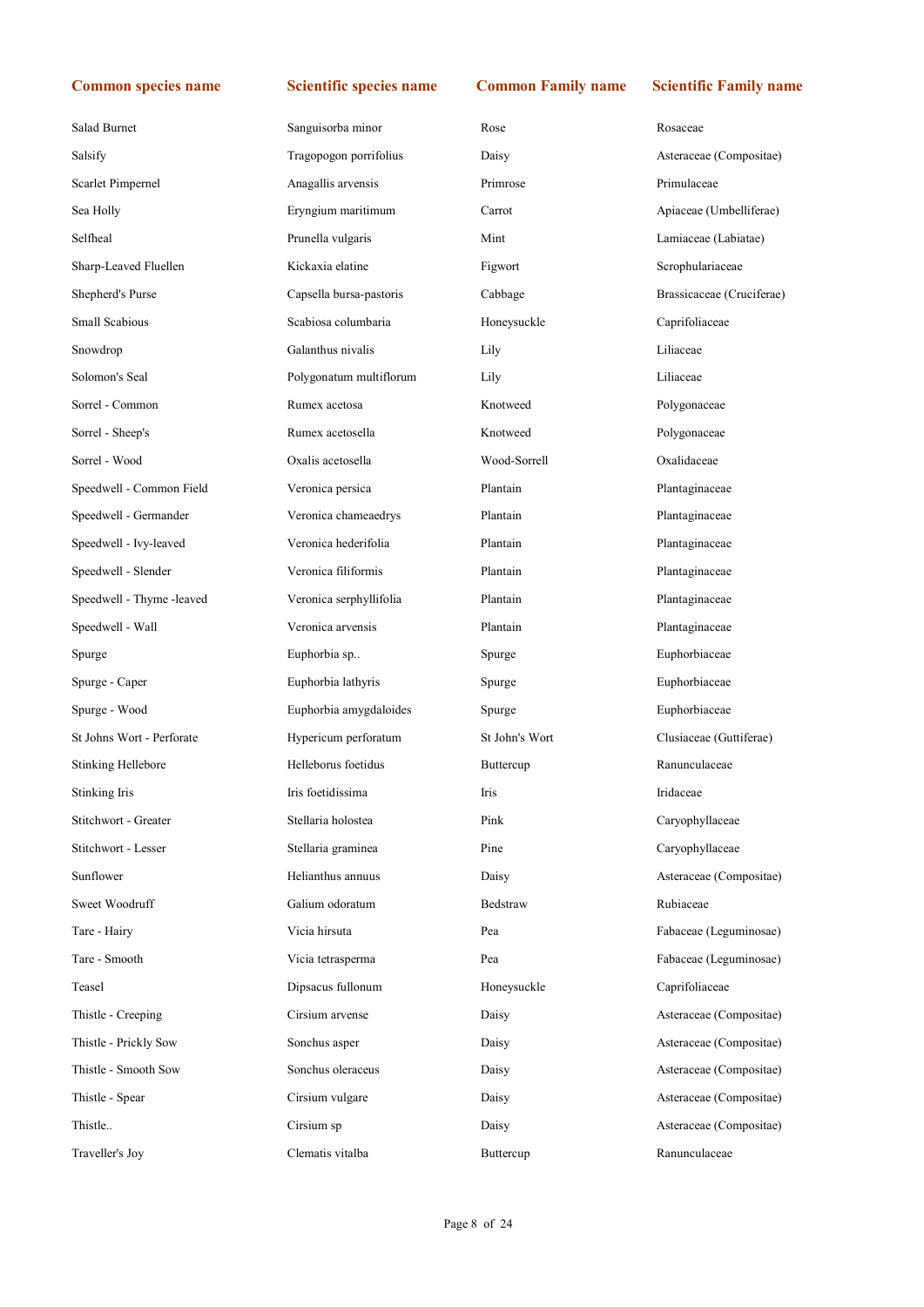| Common species name | Scientific species name | Common Family name | Scientific Family name |
|---|---|---|---|
| Salad Burnet | Sanguisorba minor | Rose | Rosaceae |
| Salsify | Tragopogon porrifolius | Daisy | Asteraceae (Compositae) |
| Scarlet Pimpernel | Anagallis arvensis | Primrose | Primulaceae |
| Sea Holly | Eryngium maritimum | Carrot | Apiaceae (Umbelliferae) |
| Selfheal | Prunella vulgaris | Mint | Lamiaceae (Labiatae) |
| Sharp-Leaved Fluellen | Kickaxia elatine | Figwort | Scrophulariaceae |
| Shepherd's Purse | Capsella bursa-pastoris | Cabbage | Brassicaceae (Cruciferae) |
| Small Scabious | Scabiosa columbaria | Honeysuckle | Caprifoliaceae |
| Snowdrop | Galanthus nivalis | Lily | Liliaceae |
| Solomon's Seal | Polygonatum multiflorum | Lily | Liliaceae |
| Sorrel - Common | Rumex acetosa | Knotweed | Polygonaceae |
| Sorrel - Sheep's | Rumex acetosella | Knotweed | Polygonaceae |
| Sorrel - Wood | Oxalis acetosella | Wood-Sorrell | Oxalidaceae |
| Speedwell - Common Field | Veronica persica | Plantain | Plantaginaceae |
| Speedwell - Germander | Veronica chameaedrys | Plantain | Plantaginaceae |
| Speedwell - Ivy-leaved | Veronica hederifolia | Plantain | Plantaginaceae |
| Speedwell - Slender | Veronica filiformis | Plantain | Plantaginaceae |
| Speedwell - Thyme -leaved | Veronica serphyllifolia | Plantain | Plantaginaceae |
| Speedwell - Wall | Veronica arvensis | Plantain | Plantaginaceae |
| Spurge | Euphorbia sp.. | Spurge | Euphorbiaceae |
| Spurge - Caper | Euphorbia lathyris | Spurge | Euphorbiaceae |
| Spurge - Wood | Euphorbia amygdaloides | Spurge | Euphorbiaceae |
| St Johns Wort - Perforate | Hypericum perforatum | St John's Wort | Clusiaceae (Guttiferae) |
| Stinking Hellebore | Helleborus foetidus | Buttercup | Ranunculaceae |
| Stinking Iris | Iris foetidissima | Iris | Iridaceae |
| Stitchwort - Greater | Stellaria holostea | Pink | Caryophyllaceae |
| Stitchwort - Lesser | Stellaria graminea | Pine | Caryophyllaceae |
| Sunflower | Helianthus annuus | Daisy | Asteraceae (Compositae) |
| Sweet Woodruff | Galium odoratum | Bedstraw | Rubiaceae |
| Tare - Hairy | Vicia hirsuta | Pea | Fabaceae (Leguminosae) |
| Tare - Smooth | Vicia tetrasperma | Pea | Fabaceae (Leguminosae) |
| Teasel | Dipsacus fullonum | Honeysuckle | Caprifoliaceae |
| Thistle - Creeping | Cirsium arvense | Daisy | Asteraceae (Compositae) |
| Thistle - Prickly Sow | Sonchus asper | Daisy | Asteraceae (Compositae) |
| Thistle - Smooth Sow | Sonchus oleraceus | Daisy | Asteraceae (Compositae) |
| Thistle - Spear | Cirsium vulgare | Daisy | Asteraceae (Compositae) |
| Thistle.. | Cirsium sp | Daisy | Asteraceae (Compositae) |
| Traveller's Joy | Clematis vitalba | Buttercup | Ranunculaceae |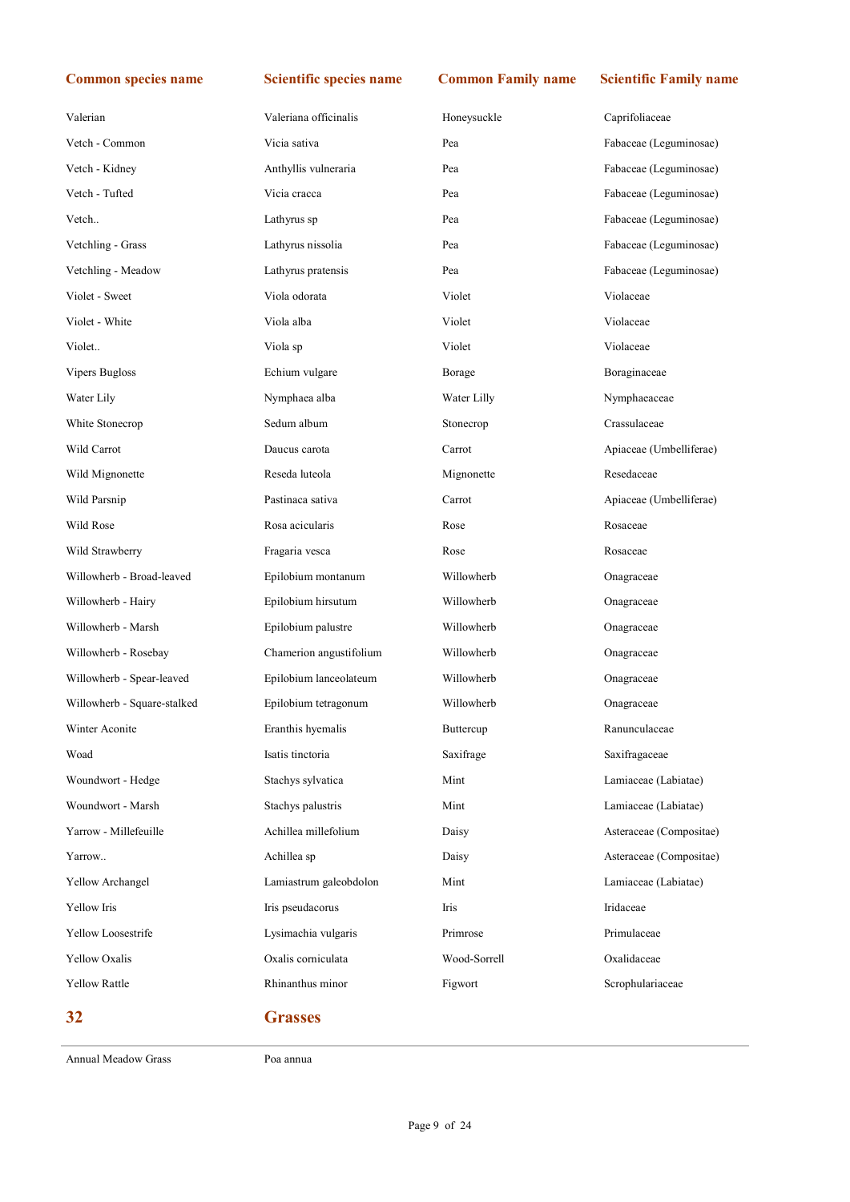| Common species name | Scientific species name | Common Family name | Scientific Family name |
|---|---|---|---|
| Valerian | Valeriana officinalis | Honeysuckle | Caprifoliaceae |
| Vetch - Common | Vicia sativa | Pea | Fabaceae (Leguminosae) |
| Vetch - Kidney | Anthyllis vulneraria | Pea | Fabaceae (Leguminosae) |
| Vetch - Tufted | Vicia cracca | Pea | Fabaceae (Leguminosae) |
| Vetch.. | Lathyrus sp | Pea | Fabaceae (Leguminosae) |
| Vetchling - Grass | Lathyrus nissolia | Pea | Fabaceae (Leguminosae) |
| Vetchling - Meadow | Lathyrus pratensis | Pea | Fabaceae (Leguminosae) |
| Violet - Sweet | Viola odorata | Violet | Violaceae |
| Violet - White | Viola alba | Violet | Violaceae |
| Violet.. | Viola sp | Violet | Violaceae |
| Vipers Bugloss | Echium vulgare | Borage | Boraginaceae |
| Water Lily | Nymphaea alba | Water Lilly | Nymphaeaceae |
| White Stonecrop | Sedum album | Stonecrop | Crassulaceae |
| Wild Carrot | Daucus carota | Carrot | Apiaceae (Umbelliferae) |
| Wild Mignonette | Reseda luteola | Mignonette | Resedaceae |
| Wild Parsnip | Pastinaca sativa | Carrot | Apiaceae (Umbelliferae) |
| Wild Rose | Rosa acicularis | Rose | Rosaceae |
| Wild Strawberry | Fragaria vesca | Rose | Rosaceae |
| Willowherb - Broad-leaved | Epilobium montanum | Willowherb | Onagraceae |
| Willowherb - Hairy | Epilobium hirsutum | Willowherb | Onagraceae |
| Willowherb - Marsh | Epilobium palustre | Willowherb | Onagraceae |
| Willowherb - Rosebay | Chamerion angustifolium | Willowherb | Onagraceae |
| Willowherb - Spear-leaved | Epilobium lanceolateum | Willowherb | Onagraceae |
| Willowherb - Square-stalked | Epilobium tetragonum | Willowherb | Onagraceae |
| Winter Aconite | Eranthis hyemalis | Buttercup | Ranunculaceae |
| Woad | Isatis tinctoria | Saxifrage | Saxifragaceae |
| Woundwort - Hedge | Stachys sylvatica | Mint | Lamiaceae (Labiatae) |
| Woundwort - Marsh | Stachys palustris | Mint | Lamiaceae (Labiatae) |
| Yarrow - Millefeuille | Achillea millefolium | Daisy | Asteraceae (Compositae) |
| Yarrow.. | Achillea sp | Daisy | Asteraceae (Compositae) |
| Yellow Archangel | Lamiastrum galeobdolon | Mint | Lamiaceae (Labiatae) |
| Yellow Iris | Iris pseudacorus | Iris | Iridaceae |
| Yellow Loosestrife | Lysimachia vulgaris | Primrose | Primulaceae |
| Yellow Oxalis | Oxalis corniculata | Wood-Sorrell | Oxalidaceae |
| Yellow Rattle | Rhinanthus minor | Figwort | Scrophulariaceae |

## 32 Grasses

| | |
|---|---|
| Annual Meadow Grass | Poa annua |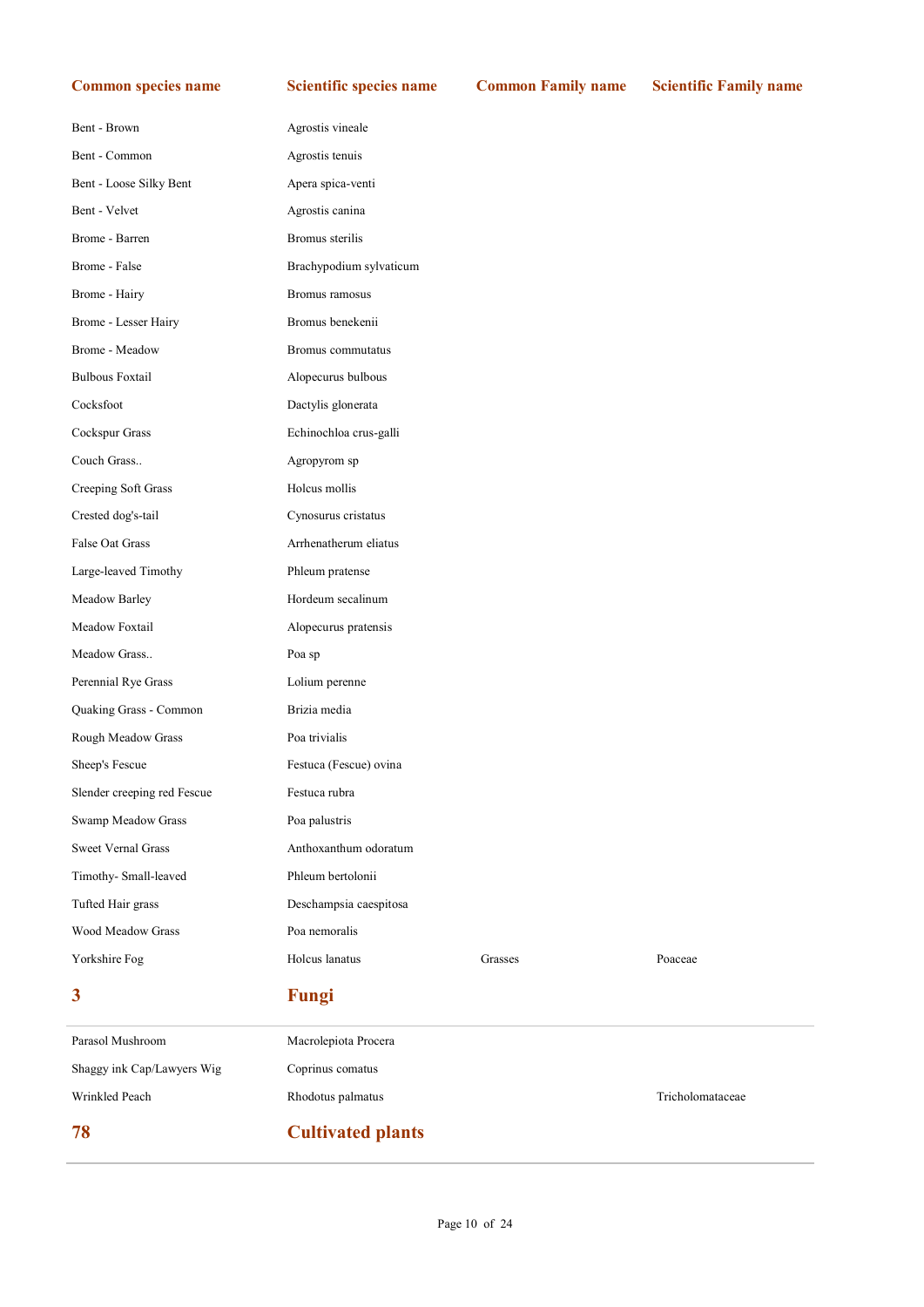| Common species name | Scientific species name | Common Family name | Scientific Family name |
|---|---|---|---|
| Bent - Brown | Agrostis vineale | | |
| Bent - Common | Agrostis tenuis | | |
| Bent - Loose Silky Bent | Apera spica-venti | | |
| Bent - Velvet | Agrostis canina | | |
| Brome - Barren | Bromus sterilis | | |
| Brome - False | Brachypodium sylvaticum | | |
| Brome - Hairy | Bromus ramosus | | |
| Brome - Lesser Hairy | Bromus benekenii | | |
| Brome - Meadow | Bromus commutatus | | |
| Bulbous Foxtail | Alopecurus bulbous | | |
| Cocksfoot | Dactylis glonerata | | |
| Cockspur Grass | Echinochloa crus-galli | | |
| Couch Grass.. | Agropyrom sp | | |
| Creeping Soft Grass | Holcus mollis | | |
| Crested dog's-tail | Cynosurus cristatus | | |
| False Oat Grass | Arrhenatherum eliatus | | |
| Large-leaved Timothy | Phleum pratense | | |
| Meadow Barley | Hordeum secalinum | | |
| Meadow Foxtail | Alopecurus pratensis | | |
| Meadow Grass.. | Poa sp | | |
| Perennial Rye Grass | Lolium perenne | | |
| Quaking Grass - Common | Brizia media | | |
| Rough Meadow Grass | Poa trivialis | | |
| Sheep's Fescue | Festuca (Fescue) ovina | | |
| Slender creeping red Fescue | Festuca rubra | | |
| Swamp Meadow Grass | Poa palustris | | |
| Sweet Vernal Grass | Anthoxanthum odoratum | | |
| Timothy- Small-leaved | Phleum bertolonii | | |
| Tufted Hair grass | Deschampsia caespitosa | | |
| Wood Meadow Grass | Poa nemoralis | | |
| Yorkshire Fog | Holcus lanatus | Grasses | Poaceae |

## 3 Fungi

| Common species name | Scientific species name | Common Family name | Scientific Family name |
|---|---|---|---|
| Parasol Mushroom | Macrolepiota Procera | | |
| Shaggy ink Cap/Lawyers Wig | Coprinus comatus | | |
| Wrinkled Peach | Rhodotus palmatus | | Tricholomataceae |

## 78 Cultivated plants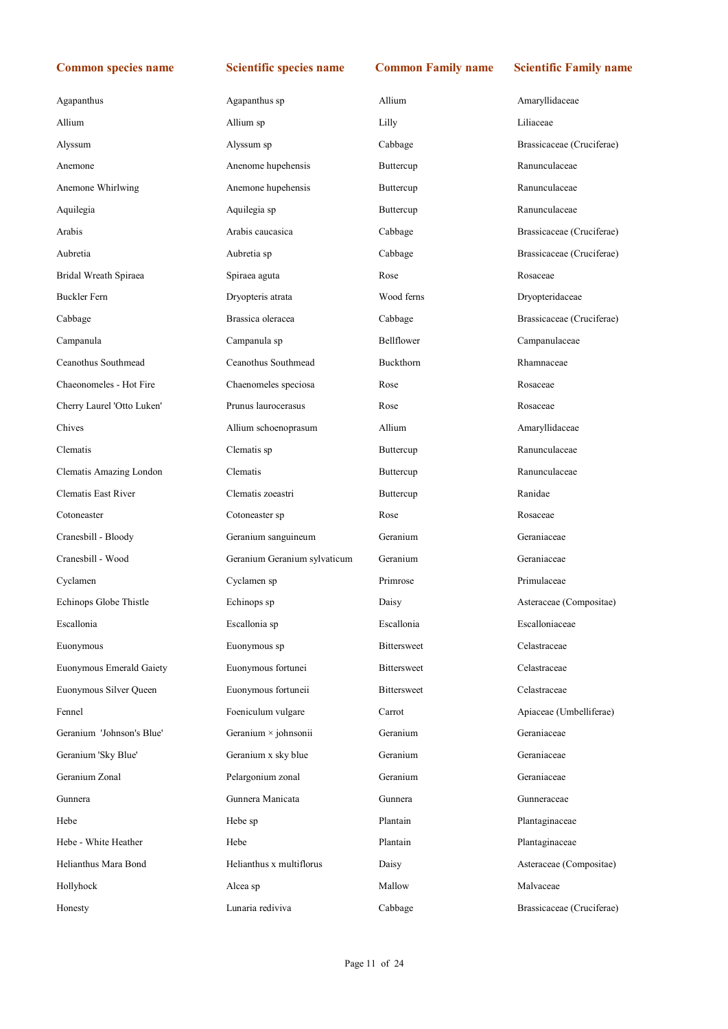| Common species name | Scientific species name | Common Family name | Scientific Family name |
|---|---|---|---|
| Agapanthus | Agapanthus sp | Allium | Amaryllidaceae |
| Allium | Allium sp | Lilly | Liliaceae |
| Alyssum | Alyssum sp | Cabbage | Brassicaceae (Cruciferae) |
| Anemone | Anenome hupehensis | Buttercup | Ranunculaceae |
| Anemone Whirlwing | Anenome hupehensis | Buttercup | Ranunculaceae |
| Aquilegia | Aquilegia sp | Buttercup | Ranunculaceae |
| Arabis | Arabis caucasica | Cabbage | Brassicaceae (Cruciferae) |
| Aubretia | Aubretia sp | Cabbage | Brassicaceae (Cruciferae) |
| Bridal Wreath Spiraea | Spiraea aguta | Rose | Rosaceae |
| Buckler Fern | Dryopteris atrata | Wood ferns | Dryopteridaceae |
| Cabbage | Brassica oleracea | Cabbage | Brassicaceae (Cruciferae) |
| Campanula | Campanula sp | Bellflower | Campanulaceae |
| Ceanothus Southmead | Ceanothus Southmead | Buckthorn | Rhamnaceae |
| Chaeonomeles - Hot Fire | Chaenomeles speciosa | Rose | Rosaceae |
| Cherry Laurel 'Otto Luken' | Prunus laurocerasus | Rose | Rosaceae |
| Chives | Allium schoenoprasum | Allium | Amaryllidaceae |
| Clematis | Clematis sp | Buttercup | Ranunculaceae |
| Clematis Amazing London | Clematis | Buttercup | Ranunculaceae |
| Clematis East River | Clematis zoeastri | Buttercup | Ranidae |
| Cotoneaster | Cotoneaster sp | Rose | Rosaceae |
| Cranesbill - Bloody | Geranium sanguineum | Geranium | Geraniaceae |
| Cranesbill - Wood | Geranium Geranium sylvaticum | Geranium | Geraniaceae |
| Cyclamen | Cyclamen sp | Primrose | Primulaceae |
| Echinops Globe Thistle | Echinops sp | Daisy | Asteraceae (Compositae) |
| Escallonia | Escallonia sp | Escallonia | Escalloniaceae |
| Euonymous | Euonymous sp | Bittersweet | Celastraceae |
| Euonymous Emerald Gaiety | Euonymous fortunei | Bittersweet | Celastraceae |
| Euonymous Silver Queen | Euonymous fortuneii | Bittersweet | Celastraceae |
| Fennel | Foeniculum vulgare | Carrot | Apiaceae (Umbelliferae) |
| Geranium 'Johnson's Blue' | Geranium × johnsonii | Geranium | Geraniaceae |
| Geranium 'Sky Blue' | Geranium x sky blue | Geranium | Geraniaceae |
| Geranium Zonal | Pelargonium zonal | Geranium | Geraniaceae |
| Gunnera | Gunnera Manicata | Gunnera | Gunneraceae |
| Hebe | Hebe sp | Plantain | Plantaginaceae |
| Hebe - White Heather | Hebe | Plantain | Plantaginaceae |
| Helianthus Mara Bond | Helianthus x multiflorus | Daisy | Asteraceae (Compositae) |
| Hollyhock | Alcea sp | Mallow | Malvaceae |
| Honesty | Lunaria rediviva | Cabbage | Brassicaceae (Cruciferae) |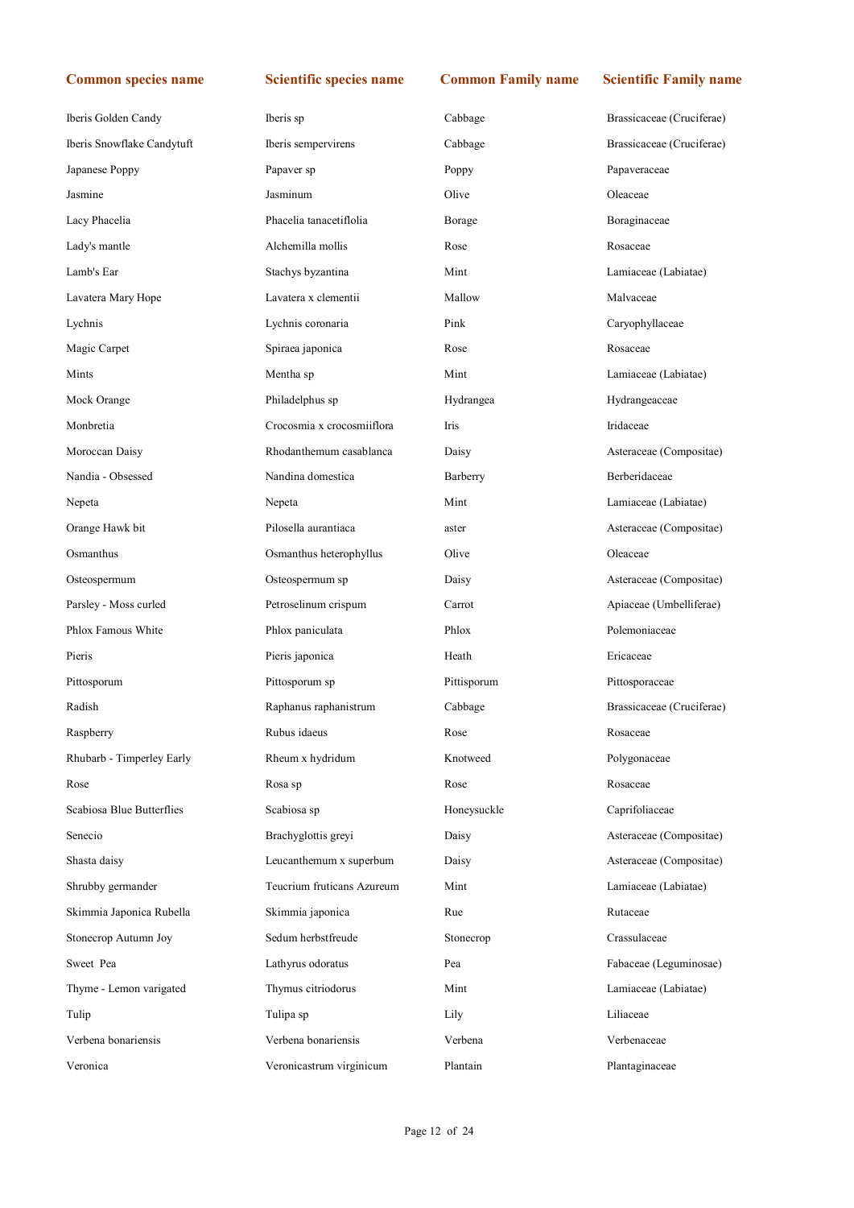| Common species name | Scientific species name | Common Family name | Scientific Family name |
| --- | --- | --- | --- |
| Iberis Golden Candy | Iberis sp | Cabbage | Brassicaceae (Cruciferae) |
| Iberis Snowflake Candytuft | Iberis sempervirens | Cabbage | Brassicaceae (Cruciferae) |
| Japanese Poppy | Papaver sp | Poppy | Papaveraceae |
| Jasmine | Jasminum | Olive | Oleaceae |
| Lacy Phacelia | Phacelia tanacetiflolia | Borage | Boraginaceae |
| Lady's mantle | Alchemilla mollis | Rose | Rosaceae |
| Lamb's Ear | Stachys byzantina | Mint | Lamiaceae (Labiatae) |
| Lavatera Mary Hope | Lavatera x clementii | Mallow | Malvaceae |
| Lychnis | Lychnis coronaria | Pink | Caryophyllaceae |
| Magic Carpet | Spiraea japonica | Rose | Rosaceae |
| Mints | Mentha sp | Mint | Lamiaceae (Labiatae) |
| Mock Orange | Philadelphus sp | Hydrangea | Hydrangeaceae |
| Monbretia | Crocosmia x crocosmiiflora | Iris | Iridaceae |
| Moroccan Daisy | Rhodanthemum casablanca | Daisy | Asteraceae (Compositae) |
| Nandia - Obsessed | Nandina domestica | Barberry | Berberidaceae |
| Nepeta | Nepeta | Mint | Lamiaceae (Labiatae) |
| Orange Hawk bit | Pilosella aurantiaca | aster | Asteraceae (Compositae) |
| Osmanthus | Osmanthus heterophyllus | Olive | Oleaceae |
| Osteospermum | Osteospermum sp | Daisy | Asteraceae (Compositae) |
| Parsley - Moss curled | Petroselinum crispum | Carrot | Apiaceae (Umbelliferae) |
| Phlox Famous White | Phlox paniculata | Phlox | Polemoniaceae |
| Pieris | Pieris japonica | Heath | Ericaceae |
| Pittosporum | Pittosporum sp | Pittisporum | Pittosporaceae |
| Radish | Raphanus raphanistrum | Cabbage | Brassicaceae (Cruciferae) |
| Raspberry | Rubus idaeus | Rose | Rosaceae |
| Rhubarb - Timperley Early | Rheum x hydridum | Knotweed | Polygonaceae |
| Rose | Rosa sp | Rose | Rosaceae |
| Scabiosa Blue Butterflies | Scabiosa sp | Honeysuckle | Caprifoliaceae |
| Senecio | Brachyglottis greyi | Daisy | Asteraceae (Compositae) |
| Shasta daisy | Leucanthemum x superbum | Daisy | Asteraceae (Compositae) |
| Shrubby germander | Teucrium fruticans Azureum | Mint | Lamiaceae (Labiatae) |
| Skimmia Japonica Rubella | Skimmia japonica | Rue | Rutaceae |
| Stonecrop Autumn Joy | Sedum herbstfreude | Stonecrop | Crassulaceae |
| Sweet Pea | Lathyrus odoratus | Pea | Fabaceae (Leguminosae) |
| Thyme - Lemon varigated | Thymus citriodorus | Mint | Lamiaceae (Labiatae) |
| Tulip | Tulipa sp | Lily | Liliaceae |
| Verbena bonariensis | Verbena bonariensis | Verbena | Verbenaceae |
| Veronica | Veronicastrum virginicum | Plantain | Plantaginaceae |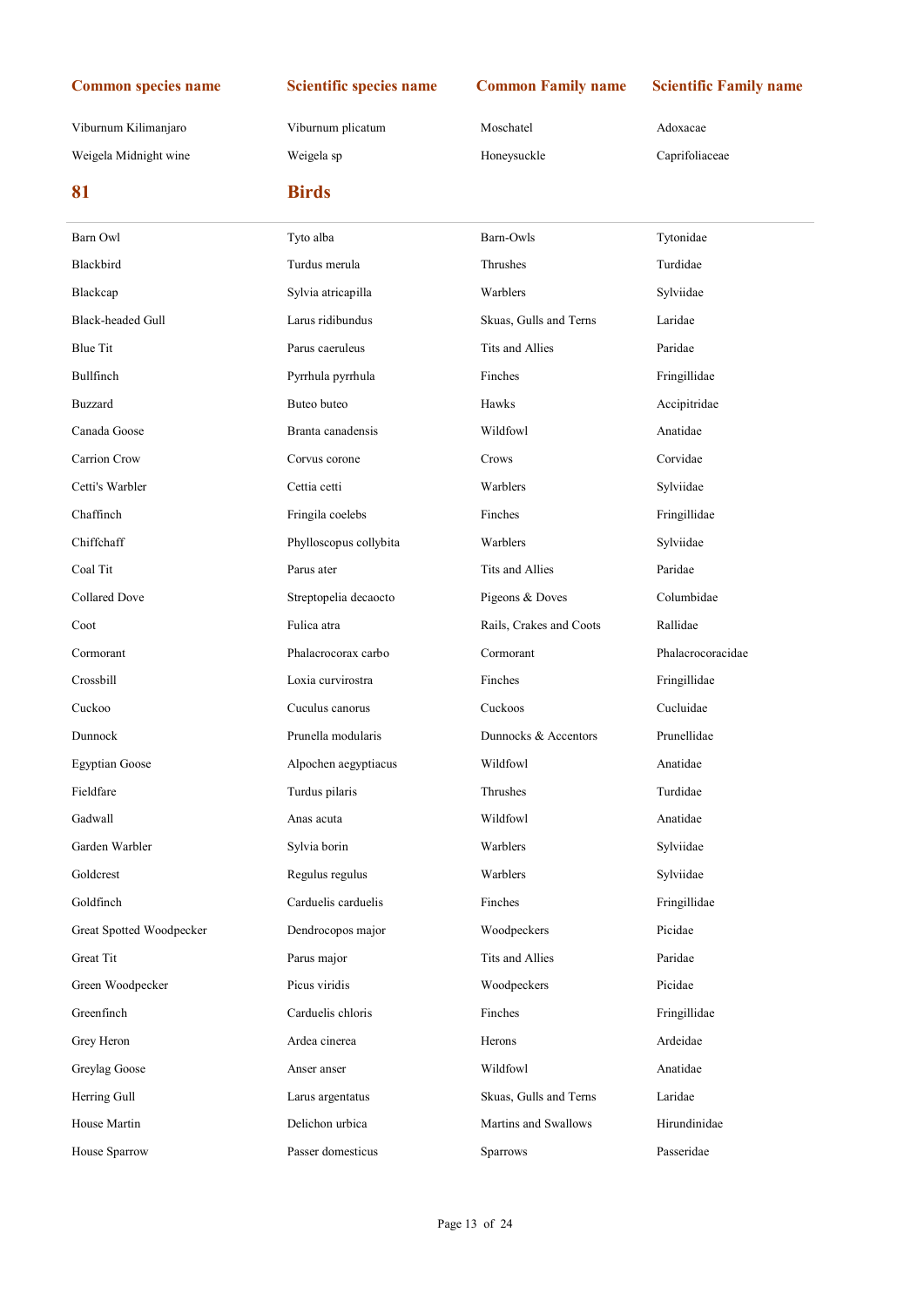| Common species name | Scientific species name | Common Family name | Scientific Family name |
|---|---|---|---|
| Viburnum Kilimanjaro | Viburnum plicatum | Moschatel | Adoxacae |
| Weigela Midnight wine | Weigela sp | Honeysuckle | Caprifoliaceae |

## 81 Birds

| Common species name | Scientific species name | Common Family name | Scientific Family name |
|---|---|---|---|
| Barn Owl | Tyto alba | Barn-Owls | Tytonidae |
| Blackbird | Turdus merula | Thrushes | Turdidae |
| Blackcap | Sylvia atricapilla | Warblers | Sylviidae |
| Black-headed Gull | Larus ridibundus | Skuas, Gulls and Terns | Laridae |
| Blue Tit | Parus caeruleus | Tits and Allies | Paridae |
| Bullfinch | Pyrrhula pyrrhula | Finches | Fringillidae |
| Buzzard | Buteo buteo | Hawks | Accipitridae |
| Canada Goose | Branta canadensis | Wildfowl | Anatidae |
| Carrion Crow | Corvus corone | Crows | Corvidae |
| Cetti's Warbler | Cettia cetti | Warblers | Sylviidae |
| Chaffinch | Fringila coelebs | Finches | Fringillidae |
| Chiffchaff | Phylloscopus collybita | Warblers | Sylviidae |
| Coal Tit | Parus ater | Tits and Allies | Paridae |
| Collared Dove | Streptopelia decaocto | Pigeons & Doves | Columbidae |
| Coot | Fulica atra | Rails, Crakes and Coots | Rallidae |
| Cormorant | Phalacrocorax carbo | Cormorant | Phalacrocoracidae |
| Crossbill | Loxia curvirostra | Finches | Fringillidae |
| Cuckoo | Cuculus canorus | Cuckoos | Cuculidae |
| Dunnock | Prunella modularis | Dunnocks & Accentors | Prunellidae |
| Egyptian Goose | Alpochen aegyptiacus | Wildfowl | Anatidae |
| Fieldfare | Turdus pilaris | Thrushes | Turdidae |
| Gadwall | Anas acuta | Wildfowl | Anatidae |
| Garden Warbler | Sylvia borin | Warblers | Sylviidae |
| Goldcrest | Regulus regulus | Warblers | Sylviidae |
| Goldfinch | Carduelis carduelis | Finches | Fringillidae |
| Great Spotted Woodpecker | Dendrocopos major | Woodpeckers | Picidae |
| Great Tit | Parus major | Tits and Allies | Paridae |
| Green Woodpecker | Picus viridis | Woodpeckers | Picidae |
| Greenfinch | Carduelis chloris | Finches | Fringillidae |
| Grey Heron | Ardea cinerea | Herons | Ardeidae |
| Greylag Goose | Anser anser | Wildfowl | Anatidae |
| Herring Gull | Larus argentatus | Skuas, Gulls and Terns | Laridae |
| House Martin | Delichon urbica | Martins and Swallows | Hirundinidae |
| House Sparrow | Passer domesticus | Sparrows | Passeridae |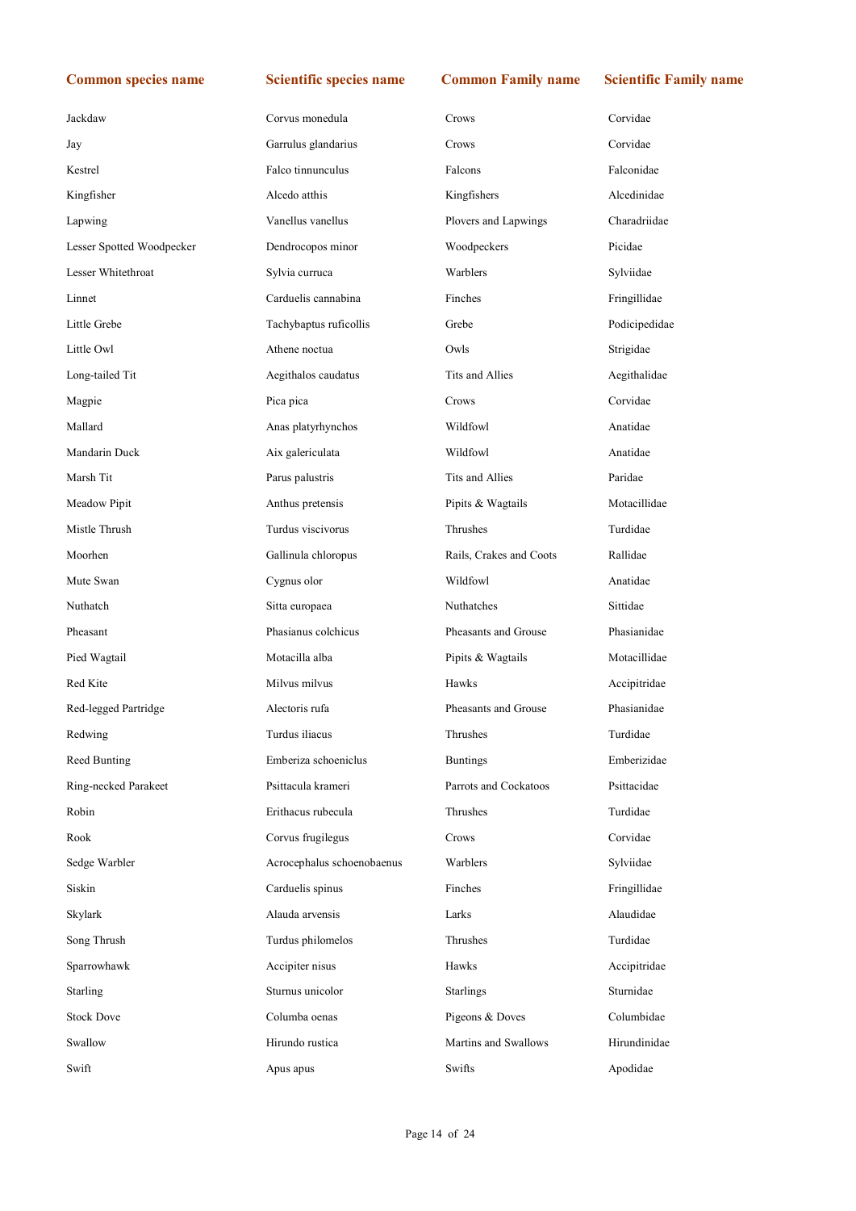| Common species name | Scientific species name | Common Family name | Scientific Family name |
|---|---|---|---|
| Jackdaw | Corvus monedula | Crows | Corvidae |
| Jay | Garrulus glandarius | Crows | Corvidae |
| Kestrel | Falco tinnunculus | Falcons | Falconidae |
| Kingfisher | Alcedo atthis | Kingfishers | Alcedinidae |
| Lapwing | Vanellus vanellus | Plovers and Lapwings | Charadriidae |
| Lesser Spotted Woodpecker | Dendrocopos minor | Woodpeckers | Picidae |
| Lesser Whitethroat | Sylvia curruca | Warblers | Sylviidae |
| Linnet | Carduelis cannabina | Finches | Fringillidae |
| Little Grebe | Tachybaptus ruficollis | Grebe | Podicipedidae |
| Little Owl | Athene noctua | Owls | Strigidae |
| Long-tailed Tit | Aegithalos caudatus | Tits and Allies | Aegithalidae |
| Magpie | Pica pica | Crows | Corvidae |
| Mallard | Anas platyrhynchos | Wildfowl | Anatidae |
| Mandarin Duck | Aix galericulata | Wildfowl | Anatidae |
| Marsh Tit | Parus palustris | Tits and Allies | Paridae |
| Meadow Pipit | Anthus pretensis | Pipits & Wagtails | Motacillidae |
| Mistle Thrush | Turdus viscivorus | Thrushes | Turdidae |
| Moorhen | Gallinula chloropus | Rails, Crakes and Coots | Rallidae |
| Mute Swan | Cygnus olor | Wildfowl | Anatidae |
| Nuthatch | Sitta europaea | Nuthatches | Sittidae |
| Pheasant | Phasianus colchicus | Pheasants and Grouse | Phasianidae |
| Pied Wagtail | Motacilla alba | Pipits & Wagtails | Motacillidae |
| Red Kite | Milvus milvus | Hawks | Accipitridae |
| Red-legged Partridge | Alectoris rufa | Pheasants and Grouse | Phasianidae |
| Redwing | Turdus iliacus | Thrushes | Turdidae |
| Reed Bunting | Emberiza schoeniclus | Buntings | Emberizidae |
| Ring-necked Parakeet | Psittacula krameri | Parrots and Cockatoos | Psittacidae |
| Robin | Erithacus rubecula | Thrushes | Turdidae |
| Rook | Corvus frugilegus | Crows | Corvidae |
| Sedge Warbler | Acrocephalus schoenobaenus | Warblers | Sylviidae |
| Siskin | Carduelis spinus | Finches | Fringillidae |
| Skylark | Alauda arvensis | Larks | Alaudidae |
| Song Thrush | Turdus philomelos | Thrushes | Turdidae |
| Sparrowhawk | Accipiter nisus | Hawks | Accipitridae |
| Starling | Sturnus unicolor | Starlings | Sturnidae |
| Stock Dove | Columba oenas | Pigeons & Doves | Columbidae |
| Swallow | Hirundo rustica | Martins and Swallows | Hirundinidae |
| Swift | Apus apus | Swifts | Apodidae |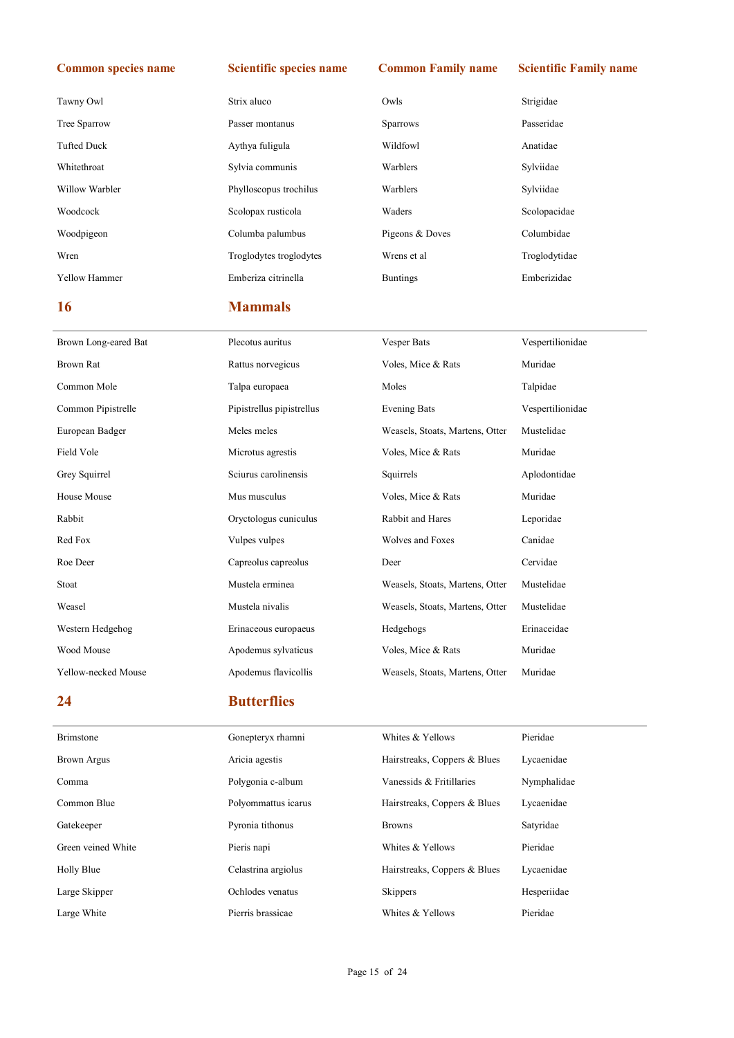| Common species name | Scientific species name | Common Family name | Scientific Family name |
|---|---|---|---|
| Tawny Owl | Strix aluco | Owls | Strigidae |
| Tree Sparrow | Passer montanus | Sparrows | Passeridae |
| Tufted Duck | Aythya fuligula | Wildfowl | Anatidae |
| Whitethroat | Sylvia communis | Warblers | Sylviidae |
| Willow Warbler | Phylloscopus trochilus | Warblers | Sylviidae |
| Woodcock | Scolopax rusticola | Waders | Scolopacidae |
| Woodpigeon | Columba palumbus | Pigeons & Doves | Columbidae |
| Wren | Troglodytes troglodytes | Wrens et al | Troglodytidae |
| Yellow Hammer | Emberiza citrinella | Buntings | Emberizidae |

## 16 Mammals

| Common species name | Scientific species name | Common Family name | Scientific Family name |
|---|---|---|---|
| Brown Long-eared Bat | Plecotus auritus | Vesper Bats | Vespertilionidae |
| Brown Rat | Rattus norvegicus | Voles, Mice & Rats | Muridae |
| Common Mole | Talpa europaea | Moles | Talpidae |
| Common Pipistrelle | Pipistrellus pipistrellus | Evening Bats | Vespertilionidae |
| European Badger | Meles meles | Weasels, Stoats, Martens, Otter | Mustelidae |
| Field Vole | Microtus agrestis | Voles, Mice & Rats | Muridae |
| Grey Squirrel | Sciurus carolinensis | Squirrels | Aplodontidae |
| House Mouse | Mus musculus | Voles, Mice & Rats | Muridae |
| Rabbit | Oryctologus cuniculus | Rabbit and Hares | Leporidae |
| Red Fox | Vulpes vulpes | Wolves and Foxes | Canidae |
| Roe Deer | Capreolus capreolus | Deer | Cervidae |
| Stoat | Mustela erminea | Weasels, Stoats, Martens, Otter | Mustelidae |
| Weasel | Mustela nivalis | Weasels, Stoats, Martens, Otter | Mustelidae |
| Western Hedgehog | Erinaceous europaeus | Hedgehogs | Erinaceidae |
| Wood Mouse | Apodemus sylvaticus | Voles, Mice & Rats | Muridae |
| Yellow-necked Mouse | Apodemus flavicollis | Weasels, Stoats, Martens, Otter | Muridae |

## 24 Butterflies

| Common species name | Scientific species name | Common Family name | Scientific Family name |
|---|---|---|---|
| Brimstone | Gonepteryx rhamni | Whites & Yellows | Pieridae |
| Brown Argus | Aricia agestis | Hairstreaks, Coppers & Blues | Lycaenidae |
| Comma | Polygonia c-album | Vanessids & Fritillaries | Nymphalidae |
| Common Blue | Polyommattus icarus | Hairstreaks, Coppers & Blues | Lycaenidae |
| Gatekeeper | Pyronia tithonus | Browns | Satyridae |
| Green veined White | Pieris napi | Whites & Yellows | Pieridae |
| Holly Blue | Celastrina argiolus | Hairstreaks, Coppers & Blues | Lycaenidae |
| Large Skipper | Ochlodes venatus | Skippers | Hesperiidae |
| Large White | Pierris brassicae | Whites & Yellows | Pieridae |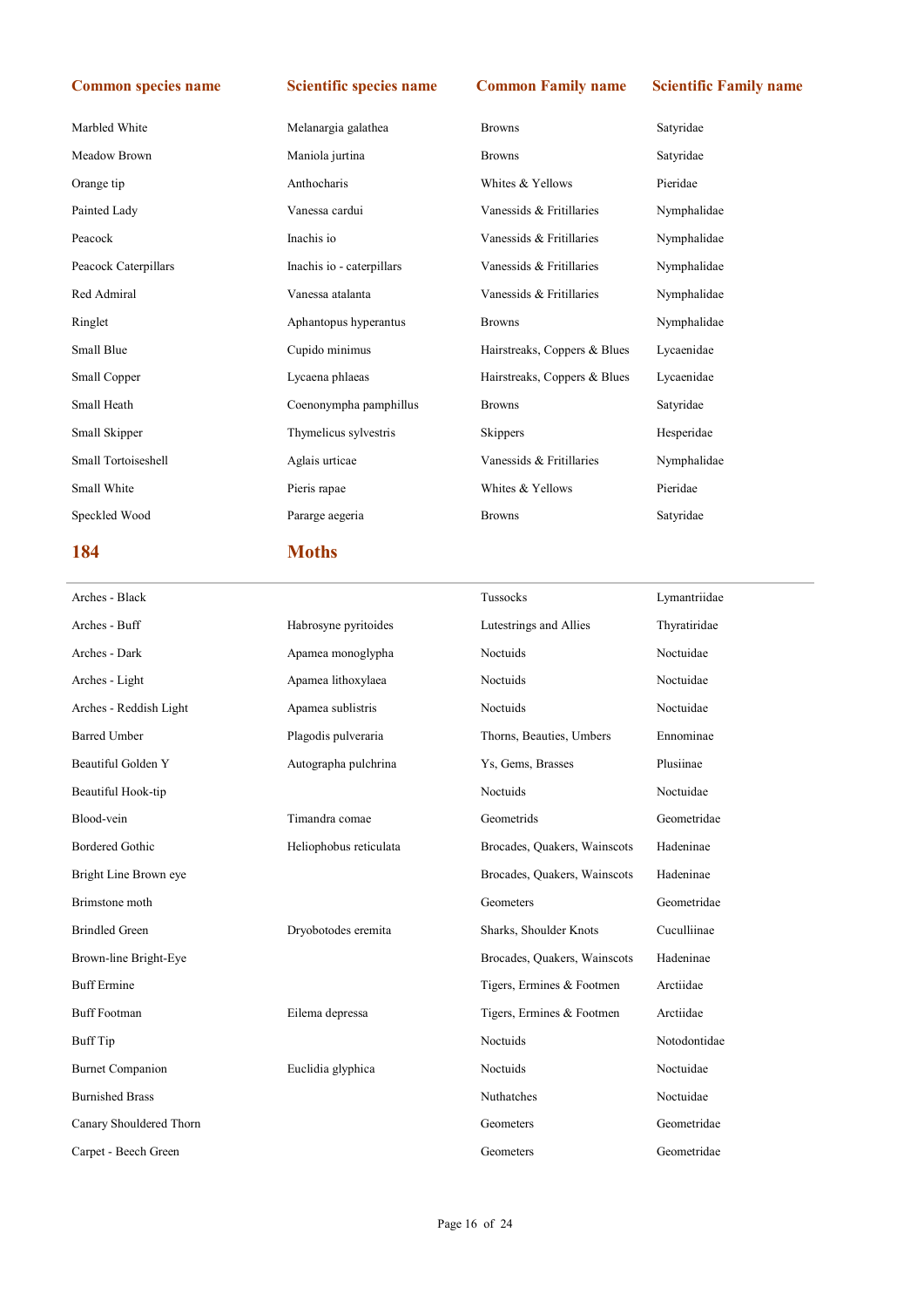| Common species name | Scientific species name | Common Family name | Scientific Family name |
|---|---|---|---|
| Marbled White | Melanargia galathea | Browns | Satyridae |
| Meadow Brown | Maniola jurtina | Browns | Satyridae |
| Orange tip | Anthocharis | Whites & Yellows | Pieridae |
| Painted Lady | Vanessa cardui | Vanessids & Fritillaries | Nymphalidae |
| Peacock | Inachis io | Vanessids & Fritillaries | Nymphalidae |
| Peacock Caterpillars | Inachis io - caterpillars | Vanessids & Fritillaries | Nymphalidae |
| Red Admiral | Vanessa atalanta | Vanessids & Fritillaries | Nymphalidae |
| Ringlet | Aphantopus hyperantus | Browns | Nymphalidae |
| Small Blue | Cupido minimus | Hairstreaks, Coppers & Blues | Lycaenidae |
| Small Copper | Lycaena phlaeas | Hairstreaks, Coppers & Blues | Lycaenidae |
| Small Heath | Coenonympha pamphillus | Browns | Satyridae |
| Small Skipper | Thymelicus sylvestris | Skippers | Hesperidae |
| Small Tortoiseshell | Aglais urticae | Vanessids & Fritillaries | Nymphalidae |
| Small White | Pieris rapae | Whites & Yellows | Pieridae |
| Speckled Wood | Pararge aegeria | Browns | Satyridae |

## 184 Moths

| Common species name | Scientific species name | Common Family name | Scientific Family name |
|---|---|---|---|
| Arches - Black | | Tussocks | Lymantriidae |
| Arches - Buff | Habrosyne pyritoides | Lutestrings and Allies | Thyratiridae |
| Arches - Dark | Apamea monoglypha | Noctuids | Noctuidae |
| Arches - Light | Apamea lithoxylaea | Noctuids | Noctuidae |
| Arches - Reddish Light | Apamea sublistris | Noctuids | Noctuidae |
| Barred Umber | Plagodis pulveraria | Thorns, Beauties, Umbers | Ennominae |
| Beautiful Golden Y | Autographa pulchrina | Ys, Gems, Brasses | Plusiinae |
| Beautiful Hook-tip | | Noctuids | Noctuidae |
| Blood-vein | Timandra comae | Geometrids | Geometridae |
| Bordered Gothic | Heliophobus reticulata | Brocades, Quakers, Wainscots | Hadeninae |
| Bright Line Brown eye | | Brocades, Quakers, Wainscots | Hadeninae |
| Brimstone moth | | Geometers | Geometridae |
| Brindled Green | Dryobotodes eremita | Sharks, Shoulder Knots | Cuculliinae |
| Brown-line Bright-Eye | | Brocades, Quakers, Wainscots | Hadeninae |
| Buff Ermine | | Tigers, Ermines & Footmen | Arctiidae |
| Buff Footman | Eilema depressa | Tigers, Ermines & Footmen | Arctiidae |
| Buff Tip | | Noctuids | Notodontidae |
| Burnet Companion | Euclidia glyphica | Noctuids | Noctuidae |
| Burnished Brass | | Nuthatches | Noctuidae |
| Canary Shouldered Thorn | | Geometers | Geometridae |
| Carpet - Beech Green | | Geometers | Geometridae |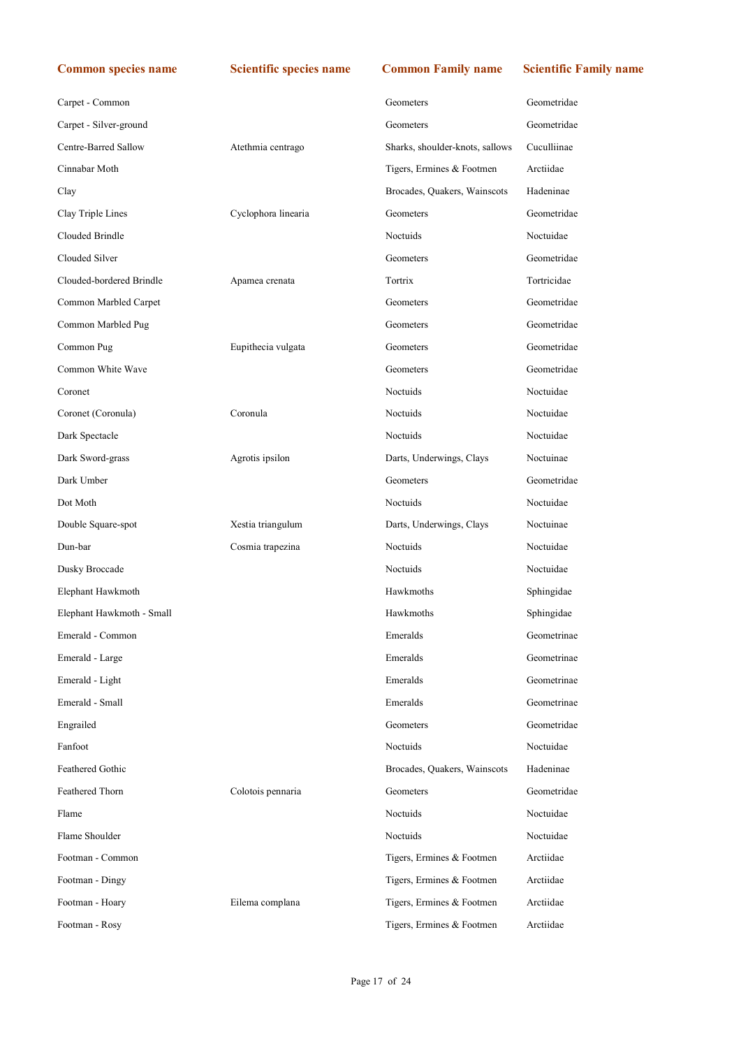| Common species name | Scientific species name | Common Family name | Scientific Family name |
|---|---|---|---|
| Carpet - Common | | Geometers | Geometridae |
| Carpet - Silver-ground | | Geometers | Geometridae |
| Centre-Barred Sallow | Atethmia centrago | Sharks, shoulder-knots, sallows | Cuculliinae |
| Cinnabar Moth | | Tigers, Ermines & Footmen | Arctiidae |
| Clay | | Brocades, Quakers, Wainscots | Hadeninae |
| Clay Triple Lines | Cyclophora linearia | Geometers | Geometridae |
| Clouded Brindle | | Noctuids | Noctuidae |
| Clouded Silver | | Geometers | Geometridae |
| Clouded-bordered Brindle | Apamea crenata | Tortrix | Tortricidae |
| Common Marbled Carpet | | Geometers | Geometridae |
| Common Marbled Pug | | Geometers | Geometridae |
| Common Pug | Eupithecia vulgata | Geometers | Geometridae |
| Common White Wave | | Geometers | Geometridae |
| Coronet | | Noctuids | Noctuidae |
| Coronet (Coronula) | Coronula | Noctuids | Noctuidae |
| Dark Spectacle | | Noctuids | Noctuidae |
| Dark Sword-grass | Agrotis ipsilon | Darts, Underwings, Clays | Noctuinae |
| Dark Umber | | Geometers | Geometridae |
| Dot Moth | | Noctuids | Noctuidae |
| Double Square-spot | Xestia triangulum | Darts, Underwings, Clays | Noctuinae |
| Dun-bar | Cosmia trapezina | Noctuids | Noctuidae |
| Dusky Broccade | | Noctuids | Noctuidae |
| Elephant Hawkmoth | | Hawkmoths | Sphingidae |
| Elephant Hawkmoth - Small | | Hawkmoths | Sphingidae |
| Emerald - Common | | Emeralds | Geometrinae |
| Emerald - Large | | Emeralds | Geometrinae |
| Emerald - Light | | Emeralds | Geometrinae |
| Emerald - Small | | Emeralds | Geometrinae |
| Engrailed | | Geometers | Geometridae |
| Fanfoot | | Noctuids | Noctuidae |
| Feathered Gothic | | Brocades, Quakers, Wainscots | Hadeninae |
| Feathered Thorn | Colotois pennaria | Geometers | Geometridae |
| Flame | | Noctuids | Noctuidae |
| Flame Shoulder | | Noctuids | Noctuidae |
| Footman - Common | | Tigers, Ermines & Footmen | Arctiidae |
| Footman - Dingy | | Tigers, Ermines & Footmen | Arctiidae |
| Footman - Hoary | Eilema complana | Tigers, Ermines & Footmen | Arctiidae |
| Footman - Rosy | | Tigers, Ermines & Footmen | Arctiidae |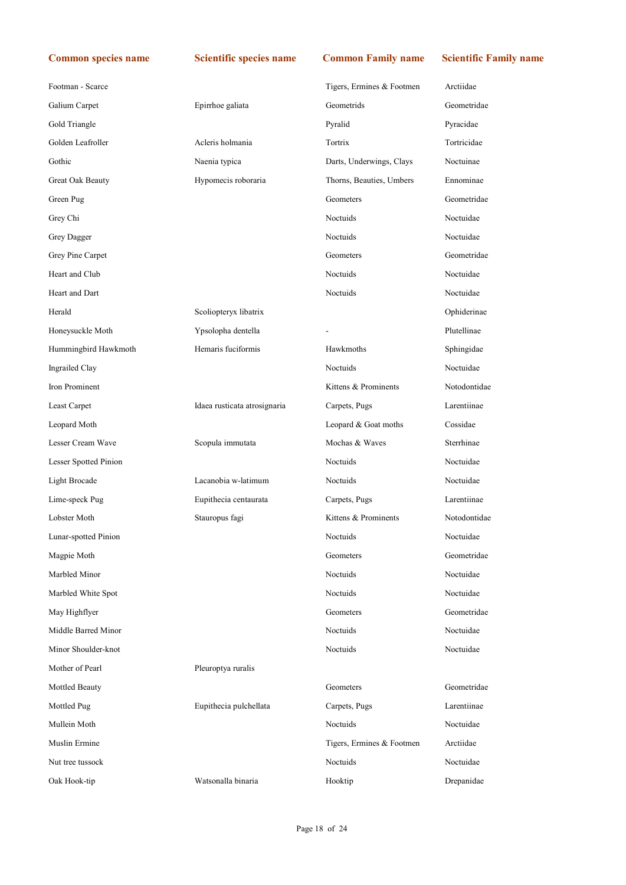| Common species name | Scientific species name | Common Family name | Scientific Family name |
|---|---|---|---|
| Footman - Scarce | | Tigers, Ermines & Footmen | Arctiidae |
| Galium Carpet | Epirrhoe galiata | Geometrids | Geometridae |
| Gold Triangle | | Pyralid | Pyracidae |
| Golden Leafroller | Acleris holmania | Tortrix | Tortricidae |
| Gothic | Naenia typica | Darts, Underwings, Clays | Noctuinae |
| Great Oak Beauty | Hypomecis roboraria | Thorns, Beauties, Umbers | Ennominae |
| Green Pug | | Geometers | Geometridae |
| Grey Chi | | Noctuids | Noctuidae |
| Grey Dagger | | Noctuids | Noctuidae |
| Grey Pine Carpet | | Geometers | Geometridae |
| Heart and Club | | Noctuids | Noctuidae |
| Heart and Dart | | Noctuids | Noctuidae |
| Herald | Scoliopteryx libatrix | | Ophiderinae |
| Honeysuckle Moth | Ypsolopha dentella | - | Plutellinae |
| Hummingbird Hawkmoth | Hemaris fuciformis | Hawkmoths | Sphingidae |
| Ingrailed Clay | | Noctuids | Noctuidae |
| Iron Prominent | | Kittens & Prominents | Notodontidae |
| Least Carpet | Idaea rusticata atrosignaria | Carpets, Pugs | Larentiinae |
| Leopard Moth | | Leopard & Goat moths | Cossidae |
| Lesser Cream Wave | Scopula immutata | Mochas & Waves | Sterrhinae |
| Lesser Spotted Pinion | | Noctuids | Noctuidae |
| Light Brocade | Lacanobia w-latimum | Noctuids | Noctuidae |
| Lime-speck Pug | Eupithecia centaurata | Carpets, Pugs | Larentiinae |
| Lobster Moth | Stauropus fagi | Kittens & Prominents | Notodontidae |
| Lunar-spotted Pinion | | Noctuids | Noctuidae |
| Magpie Moth | | Geometers | Geometridae |
| Marbled Minor | | Noctuids | Noctuidae |
| Marbled White Spot | | Noctuids | Noctuidae |
| May Highflyer | | Geometers | Geometridae |
| Middle Barred Minor | | Noctuids | Noctuidae |
| Minor Shoulder-knot | | Noctuids | Noctuidae |
| Mother of Pearl | Pleuroptya ruralis | | |
| Mottled Beauty | | Geometers | Geometridae |
| Mottled Pug | Eupithecia pulchellata | Carpets, Pugs | Larentiinae |
| Mullein Moth | | Noctuids | Noctuidae |
| Muslin Ermine | | Tigers, Ermines & Footmen | Arctiidae |
| Nut tree tussock | | Noctuids | Noctuidae |
| Oak Hook-tip | Watsonalla binaria | Hooktip | Drepanidae |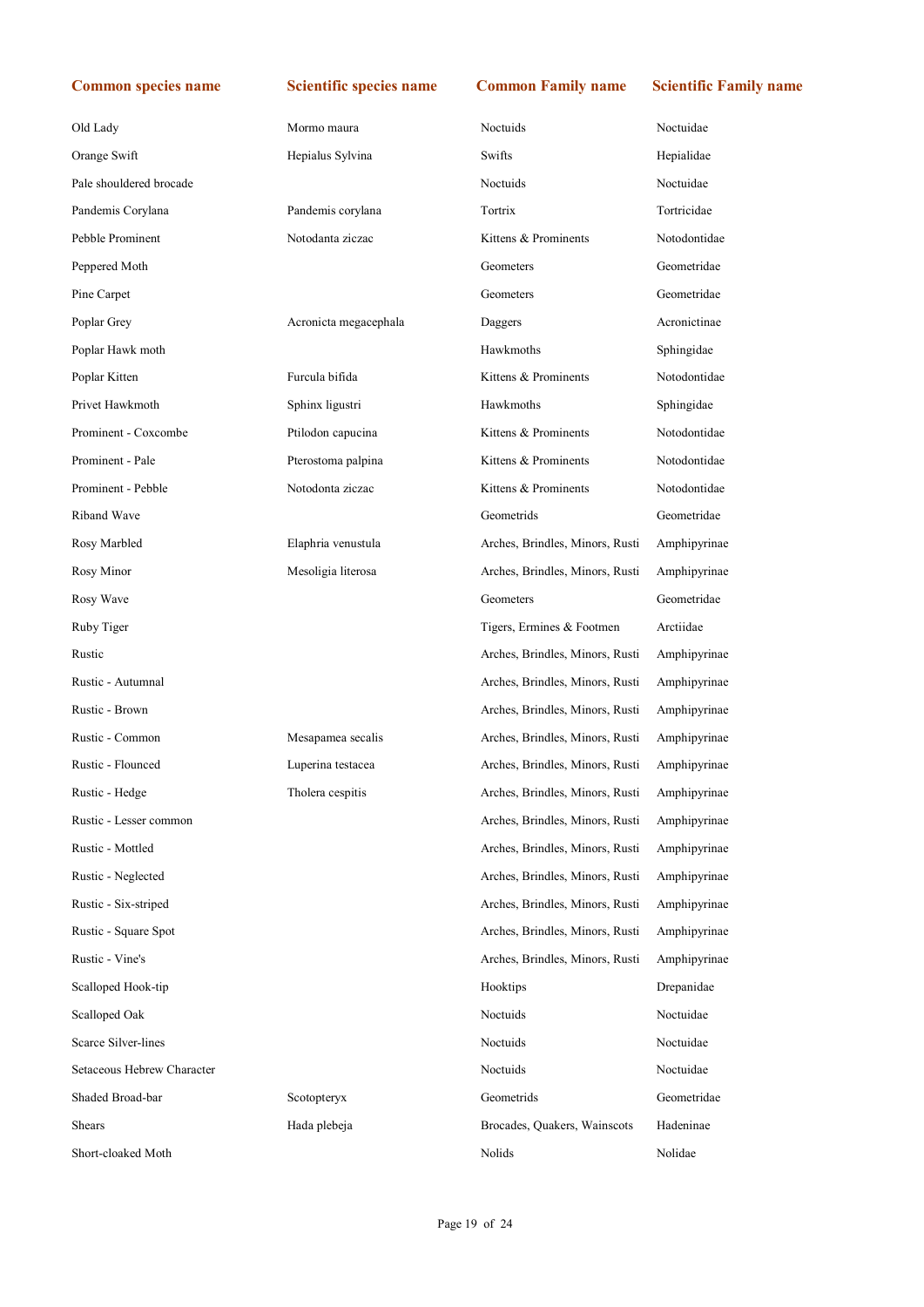| Common species name | Scientific species name | Common Family name | Scientific Family name |
|---|---|---|---|
| Old Lady | Mormo maura | Noctuids | Noctuidae |
| Orange Swift | Hepialus Sylvina | Swifts | Hepialidae |
| Pale shouldered brocade | | Noctuids | Noctuidae |
| Pandemis Corylana | Pandemis corylana | Tortrix | Tortricidae |
| Pebble Prominent | Notodanta ziczac | Kittens & Prominents | Notodontidae |
| Peppered Moth | | Geometers | Geometridae |
| Pine Carpet | | Geometers | Geometridae |
| Poplar Grey | Acronicta megacephala | Daggers | Acronictinae |
| Poplar Hawk moth | | Hawkmoths | Sphingidae |
| Poplar Kitten | Furcula bifida | Kittens & Prominents | Notodontidae |
| Privet Hawkmoth | Sphinx ligustri | Hawkmoths | Sphingidae |
| Prominent - Coxcombe | Ptilodon capucina | Kittens & Prominents | Notodontidae |
| Prominent - Pale | Pterostoma palpina | Kittens & Prominents | Notodontidae |
| Prominent - Pebble | Notodonta ziczac | Kittens & Prominents | Notodontidae |
| Riband Wave | | Geometrids | Geometridae |
| Rosy Marbled | Elaphria venustula | Arches, Brindles, Minors, Rusti | Amphipyrinae |
| Rosy Minor | Mesoligia literosa | Arches, Brindles, Minors, Rusti | Amphipyrinae |
| Rosy Wave | | Geometers | Geometridae |
| Ruby Tiger | | Tigers, Ermines & Footmen | Arctiidae |
| Rustic | | Arches, Brindles, Minors, Rusti | Amphipyrinae |
| Rustic - Autumnal | | Arches, Brindles, Minors, Rusti | Amphipyrinae |
| Rustic - Brown | | Arches, Brindles, Minors, Rusti | Amphipyrinae |
| Rustic - Common | Mesapamea secalis | Arches, Brindles, Minors, Rusti | Amphipyrinae |
| Rustic - Flounced | Luperina testacea | Arches, Brindles, Minors, Rusti | Amphipyrinae |
| Rustic - Hedge | Tholera cespitis | Arches, Brindles, Minors, Rusti | Amphipyrinae |
| Rustic - Lesser common | | Arches, Brindles, Minors, Rusti | Amphipyrinae |
| Rustic - Mottled | | Arches, Brindles, Minors, Rusti | Amphipyrinae |
| Rustic - Neglected | | Arches, Brindles, Minors, Rusti | Amphipyrinae |
| Rustic - Six-striped | | Arches, Brindles, Minors, Rusti | Amphipyrinae |
| Rustic - Square Spot | | Arches, Brindles, Minors, Rusti | Amphipyrinae |
| Rustic - Vine's | | Arches, Brindles, Minors, Rusti | Amphipyrinae |
| Scalloped Hook-tip | | Hooktips | Drepanidae |
| Scalloped Oak | | Noctuids | Noctuidae |
| Scarce Silver-lines | | Noctuids | Noctuidae |
| Setaceous Hebrew Character | | Noctuids | Noctuidae |
| Shaded Broad-bar | Scotopteryx | Geometrids | Geometridae |
| Shears | Hada plebeja | Brocades, Quakers, Wainscots | Hadeninae |
| Short-cloaked Moth | | Nolids | Nolidae |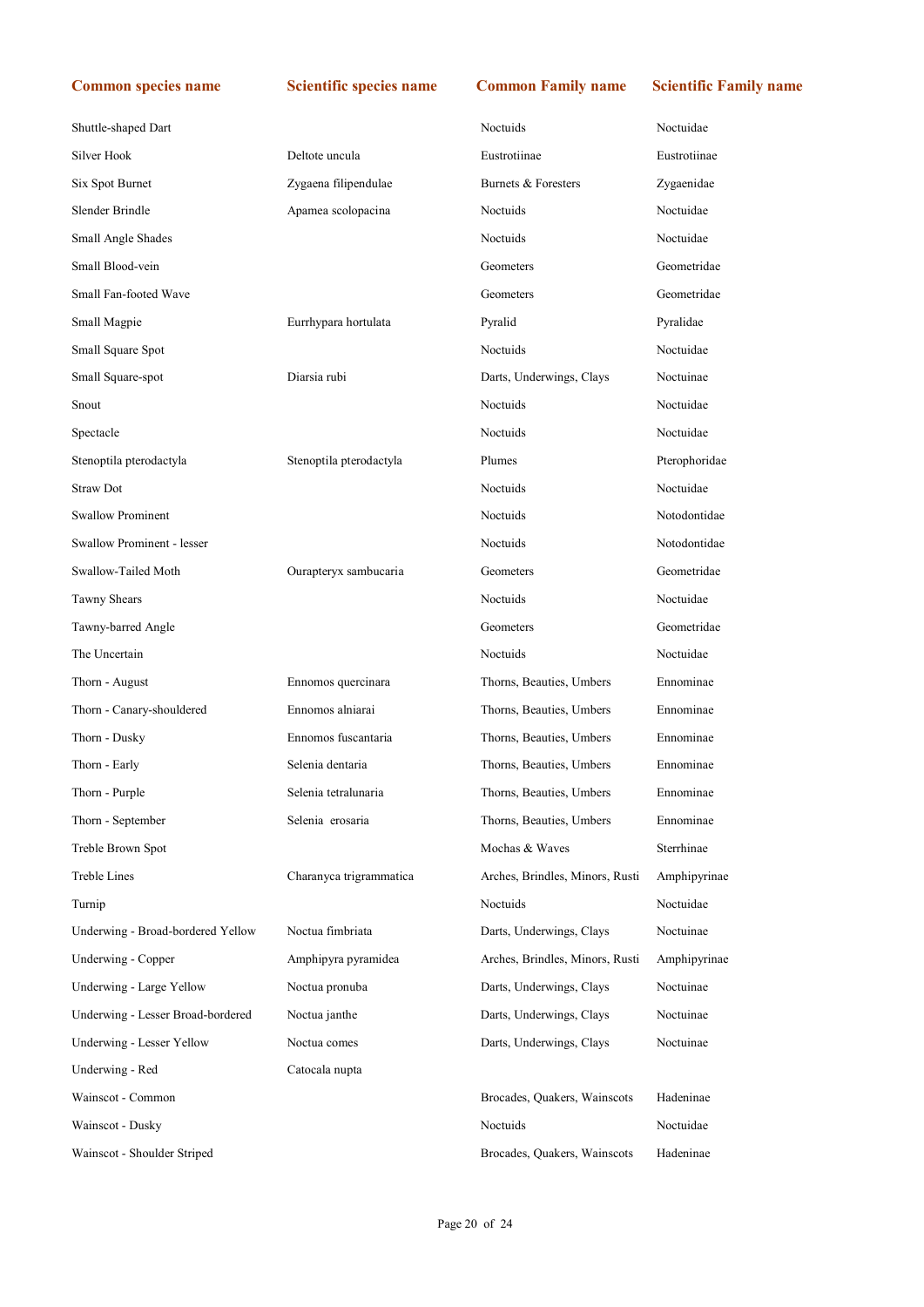| Common species name | Scientific species name | Common Family name | Scientific Family name |
|---|---|---|---|
| Shuttle-shaped Dart | | Noctuids | Noctuidae |
| Silver Hook | Deltote uncula | Eustrotiinae | Eustrotiinae |
| Six Spot Burnet | Zygaena filipendulae | Burnets & Foresters | Zygaenidae |
| Slender Brindle | Apamea scolopacina | Noctuids | Noctuidae |
| Small Angle Shades | | Noctuids | Noctuidae |
| Small Blood-vein | | Geometers | Geometridae |
| Small Fan-footed Wave | | Geometers | Geometridae |
| Small Magpie | Eurrhypara hortulata | Pyralid | Pyralidae |
| Small Square Spot | | Noctuids | Noctuidae |
| Small Square-spot | Diarsia rubi | Darts, Underwings, Clays | Noctuinae |
| Snout | | Noctuids | Noctuidae |
| Spectacle | | Noctuids | Noctuidae |
| Stenoptila pterodactyla | Stenoptila pterodactyla | Plumes | Pterophoridae |
| Straw Dot | | Noctuids | Noctuidae |
| Swallow Prominent | | Noctuids | Notodontidae |
| Swallow Prominent - lesser | | Noctuids | Notodontidae |
| Swallow-Tailed Moth | Ourapteryx sambucaria | Geometers | Geometridae |
| Tawny Shears | | Noctuids | Noctuidae |
| Tawny-barred Angle | | Geometers | Geometridae |
| The Uncertain | | Noctuids | Noctuidae |
| Thorn - August | Ennomos quercinara | Thorns, Beauties, Umbers | Ennominae |
| Thorn - Canary-shouldered | Ennomos alniarai | Thorns, Beauties, Umbers | Ennominae |
| Thorn - Dusky | Ennomos fuscantaria | Thorns, Beauties, Umbers | Ennominae |
| Thorn - Early | Selenia dentaria | Thorns, Beauties, Umbers | Ennominae |
| Thorn - Purple | Selenia tetralunaria | Thorns, Beauties, Umbers | Ennominae |
| Thorn - September | Selenia erosaria | Thorns, Beauties, Umbers | Ennominae |
| Treble Brown Spot | | Mochas & Waves | Sterrhinae |
| Treble Lines | Charanyca trigrammatica | Arches, Brindles, Minors, Rusti | Amphipyrinae |
| Turnip | | Noctuids | Noctuidae |
| Underwing - Broad-bordered Yellow | Noctua fimbriata | Darts, Underwings, Clays | Noctuinae |
| Underwing - Copper | Amphipyra pyramidea | Arches, Brindles, Minors, Rusti | Amphipyrinae |
| Underwing - Large Yellow | Noctua pronuba | Darts, Underwings, Clays | Noctuinae |
| Underwing - Lesser Broad-bordered | Noctua janthe | Darts, Underwings, Clays | Noctuinae |
| Underwing - Lesser Yellow | Noctua comes | Darts, Underwings, Clays | Noctuinae |
| Underwing - Red | Catocala nupta | | |
| Wainscot - Common | | Brocades, Quakers, Wainscots | Hadeninae |
| Wainscot - Dusky | | Noctuids | Noctuidae |
| Wainscot - Shoulder Striped | | Brocades, Quakers, Wainscots | Hadeninae |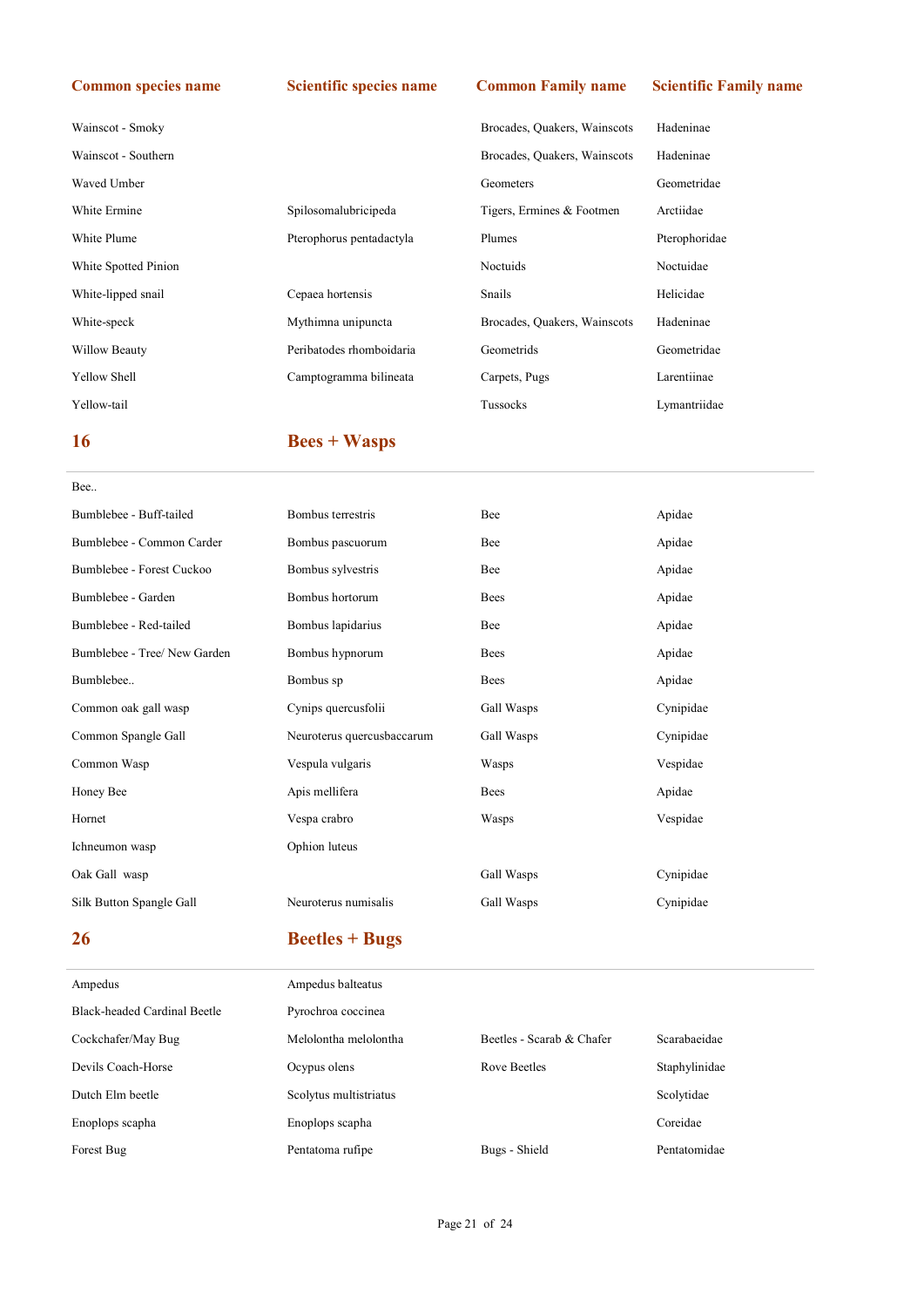| Common species name | Scientific species name | Common Family name | Scientific Family name |
|---|---|---|---|
| Wainscot - Smoky | | Brocades, Quakers, Wainscots | Hadeninae |
| Wainscot - Southern | | Brocades, Quakers, Wainscots | Hadeninae |
| Waved Umber | | Geometers | Geometridae |
| White Ermine | Spilosomalubricipeda | Tigers, Ermines & Footmen | Arctiidae |
| White Plume | Pterophorus pentadactyla | Plumes | Pterophoridae |
| White Spotted Pinion | | Noctuids | Noctuidae |
| White-lipped snail | Cepaea hortensis | Snails | Helicidae |
| White-speck | Mythimna unipuncta | Brocades, Quakers, Wainscots | Hadeninae |
| Willow Beauty | Peribatodes rhomboidaria | Geometrids | Geometridae |
| Yellow Shell | Camptogramma bilineata | Carpets, Pugs | Larentiinae |
| Yellow-tail | | Tussocks | Lymantriidae |

## 16 Bees + Wasps

| Common species name | Scientific species name | Common Family name | Scientific Family name |
|---|---|---|---|
| Bee.. | | | |
| Bumblebee - Buff-tailed | Bombus terrestris | Bee | Apidae |
| Bumblebee - Common Carder | Bombus pascuorum | Bee | Apidae |
| Bumblebee - Forest Cuckoo | Bombus sylvestris | Bee | Apidae |
| Bumblebee - Garden | Bombus hortorum | Bees | Apidae |
| Bumblebee - Red-tailed | Bombus lapidarius | Bee | Apidae |
| Bumblebee - Tree/ New Garden | Bombus hypnorum | Bees | Apidae |
| Bumblebee.. | Bombus sp | Bees | Apidae |
| Common oak gall wasp | Cynips quercusfolii | Gall Wasps | Cynipidae |
| Common Spangle Gall | Neuroterus quercusbaccarum | Gall Wasps | Cynipidae |
| Common Wasp | Vespula vulgaris | Wasps | Vespidae |
| Honey Bee | Apis mellifera | Bees | Apidae |
| Hornet | Vespa crabro | Wasps | Vespidae |
| Ichneumon wasp | Ophion luteus | | |
| Oak Gall wasp | | Gall Wasps | Cynipidae |
| Silk Button Spangle Gall | Neuroterus numisalis | Gall Wasps | Cynipidae |

## 26 Beetles + Bugs

| Common species name | Scientific species name | Common Family name | Scientific Family name |
|---|---|---|---|
| Ampedus | Ampedus balteatus | | |
| Black-headed Cardinal Beetle | Pyrochroa coccinea | | |
| Cockchafer/May Bug | Melolontha melolontha | Beetles - Scarab & Chafer | Scarabaeidae |
| Devils Coach-Horse | Ocypus olens | Rove Beetles | Staphylinidae |
| Dutch Elm beetle | Scolytus multistriatus | | Scolytidae |
| Enoplops scapha | Enoplops scapha | | Coreidae |
| Forest Bug | Pentatoma rufipe | Bugs - Shield | Pentatomidae |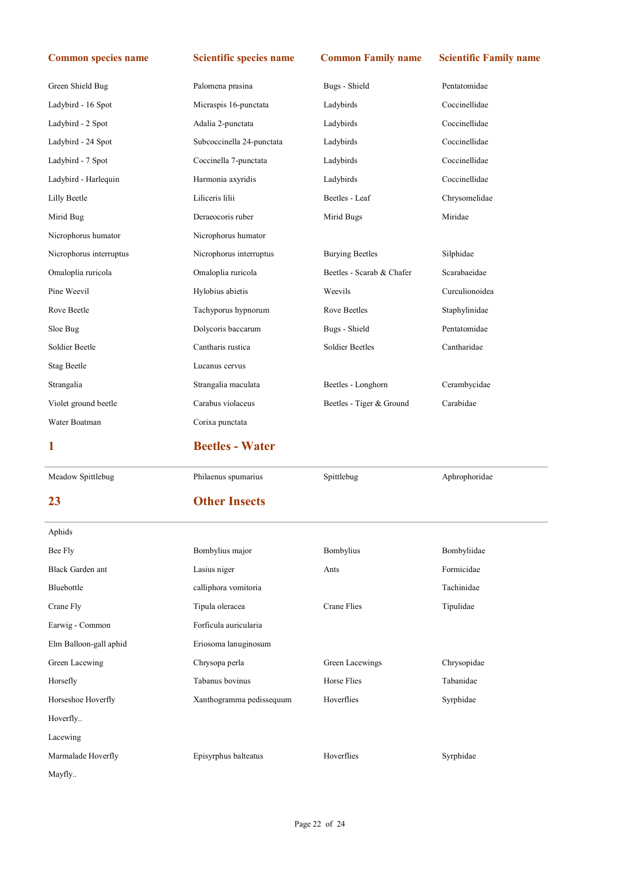| Common species name | Scientific species name | Common Family name | Scientific Family name |
|---|---|---|---|
| Green Shield Bug | Palomena prasina | Bugs - Shield | Pentatomidae |
| Ladybird - 16 Spot | Micraspis 16-punctata | Ladybirds | Coccinellidae |
| Ladybird - 2 Spot | Adalia 2-punctata | Ladybirds | Coccinellidae |
| Ladybird - 24 Spot | Subcoccinella 24-punctata | Ladybirds | Coccinellidae |
| Ladybird - 7 Spot | Coccinella 7-punctata | Ladybirds | Coccinellidae |
| Ladybird - Harlequin | Harmonia axyridis | Ladybirds | Coccinellidae |
| Lilly Beetle | Liliceris lilii | Beetles - Leaf | Chrysomelidae |
| Mirid Bug | Deraeocoris ruber | Mirid Bugs | Miridae |
| Nicrophorus humator | Nicrophorus humator | | |
| Nicrophorus interruptus | Nicrophorus interruptus | Burying Beetles | Silphidae |
| Omaloplia ruricola | Omaloplia ruricola | Beetles - Scarab & Chafer | Scarabaeidae |
| Pine Weevil | Hylobius abietis | Weevils | Curculionoidea |
| Rove Beetle | Tachyporus hypnorum | Rove Beetles | Staphylinidae |
| Sloe Bug | Dolycoris baccarum | Bugs - Shield | Pentatomidae |
| Soldier Beetle | Cantharis rustica | Soldier Beetles | Cantharidae |
| Stag Beetle | Lucanus cervus | | |
| Strangalia | Strangalia maculata | Beetles - Longhorn | Cerambycidae |
| Violet ground beetle | Carabus violaceus | Beetles - Tiger & Ground | Carabidae |
| Water Boatman | Corixa punctata | | |

## 1 Beetles - Water

| Common species name | Scientific species name | Common Family name | Scientific Family name |
|---|---|---|---|
| Meadow Spittlebug | Philaenus spumarius | Spittlebug | Aphrophoridae |

## 23 Other Insects

| Common species name | Scientific species name | Common Family name | Scientific Family name |
|---|---|---|---|
| Aphids | | | |
| Bee Fly | Bombylius major | Bombylius | Bombyliidae |
| Black Garden ant | Lasius niger | Ants | Formicidae |
| Bluebottle | calliphora vomitoria | | Tachinidae |
| Crane Fly | Tipula oleracea | Crane Flies | Tipulidae |
| Earwig - Common | Forficula auricularia | | |
| Elm Balloon-gall aphid | Eriosoma lanuginosum | | |
| Green Lacewing | Chrysopa perla | Green Lacewings | Chrysopidae |
| Horsefly | Tabanus bovinus | Horse Flies | Tabanidae |
| Horseshoe Hoverfly | Xanthogramma pedissequum | Hoverflies | Syrphidae |
| Hoverfly.. | | | |
| Lacewing | | | |
| Marmalade Hoverfly | Episyrphus balteatus | Hoverflies | Syrphidae |
| Mayfly.. | | | |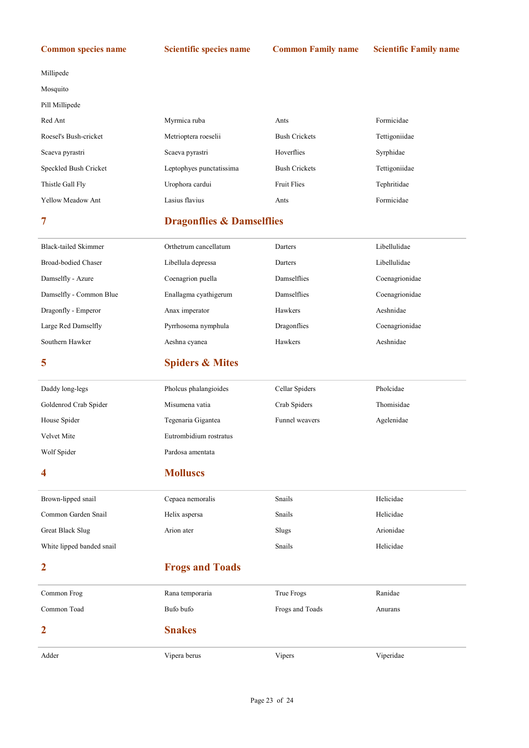| Common species name | Scientific species name | Common Family name | Scientific Family name |
|---|---|---|---|
| Millipede | | | |
| Mosquito | | | |
| Pill Millipede | | | |
| Red Ant | Myrmica ruba | Ants | Formicidae |
| Roesel's Bush-cricket | Metrioptera roeselii | Bush Crickets | Tettigoniidae |
| Scaeva pyrastri | Scaeva pyrastri | Hoverflies | Syrphidae |
| Speckled Bush Cricket | Leptophyes punctatissima | Bush Crickets | Tettigoniidae |
| Thistle Gall Fly | Urophora cardui | Fruit Flies | Tephritidae |
| Yellow Meadow Ant | Lasius flavius | Ants | Formicidae |

## 7 Dragonflies & Damselflies

| Common species name | Scientific species name | Common Family name | Scientific Family name |
|---|---|---|---|
| Black-tailed Skimmer | Orthetrum cancellatum | Darters | Libellulidae |
| Broad-bodied Chaser | Libellula depressa | Darters | Libellulidae |
| Damselfly - Azure | Coenagrion puella | Damselflies | Coenagrionidae |
| Damselfly - Common Blue | Enallagma cyathigerum | Damselflies | Coenagrionidae |
| Dragonfly - Emperor | Anax imperator | Hawkers | Aeshnidae |
| Large Red Damselfly | Pyrrhosoma nymphula | Dragonflies | Coenagrionidae |
| Southern Hawker | Aeshna cyanea | Hawkers | Aeshnidae |

## 5 Spiders & Mites

| Common species name | Scientific species name | Common Family name | Scientific Family name |
|---|---|---|---|
| Daddy long-legs | Pholcus phalangioides | Cellar Spiders | Pholcidae |
| Goldenrod Crab Spider | Misumena vatia | Crab Spiders | Thomisidae |
| House Spider | Tegenaria Gigantea | Funnel weavers | Agelenidae |
| Velvet Mite | Eutrombidium rostratus | | |
| Wolf Spider | Pardosa amentata | | |

## 4 Molluscs

| Common species name | Scientific species name | Common Family name | Scientific Family name |
|---|---|---|---|
| Brown-lipped snail | Cepaea nemoralis | Snails | Helicidae |
| Common Garden Snail | Helix aspersa | Snails | Helicidae |
| Great Black Slug | Arion ater | Slugs | Arionidae |
| White lipped banded snail | | Snails | Helicidae |

## 2 Frogs and Toads

| Common species name | Scientific species name | Common Family name | Scientific Family name |
|---|---|---|---|
| Common Frog | Rana temporaria | True Frogs | Ranidae |
| Common Toad | Bufo bufo | Frogs and Toads | Anurans |

## 2 Snakes

| Common species name | Scientific species name | Common Family name | Scientific Family name |
|---|---|---|---|
| Adder | Vipera berus | Vipers | Viperidae |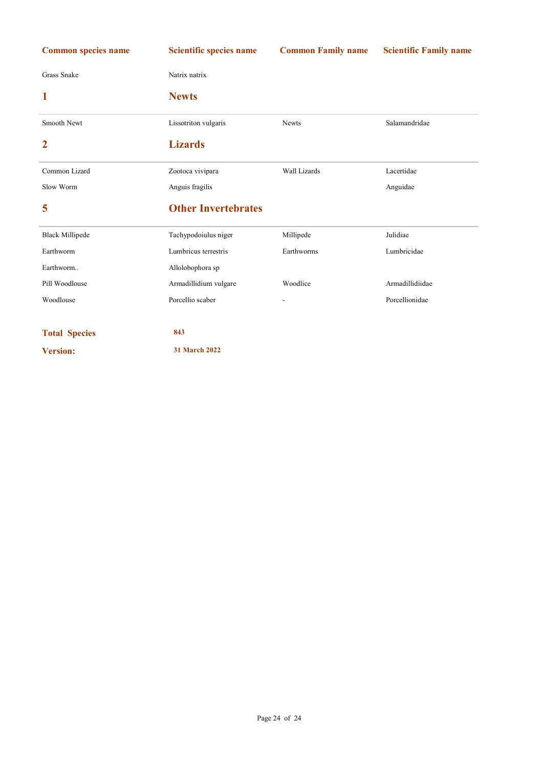| Common species name | Scientific species name | Common Family name | Scientific Family name |
|---|---|---|---|
| Grass Snake | Natrix natrix | | |

## 1 Newts

| | | | |
|---|---|---|---|
| Smooth Newt | Lissotriton vulgaris | Newts | Salamandridae |

## 2 Lizards

| | | | |
|---|---|---|---|
| Common Lizard | Zootoca vivipara | Wall Lizards | Lacertidae |
| Slow Worm | Anguis fragilis | | Anguidae |

## 5 Other Invertebrates

| | | | |
|---|---|---|---|
| Black Millipede | Tachypodoiulus niger | Millipede | Julidiae |
| Earthworm | Lumbricus terrestris | Earthworms | Lumbricidae |
| Earthworm.. | Allolobophora sp | | |
| Pill Woodlouse | Armadillidium vulgare | Woodlice | Armadillidiidae |
| Woodlouse | Porcellio scaber | - | Porcellionidae |

**Total Species** **843**

**Version:** **31 March 2022**